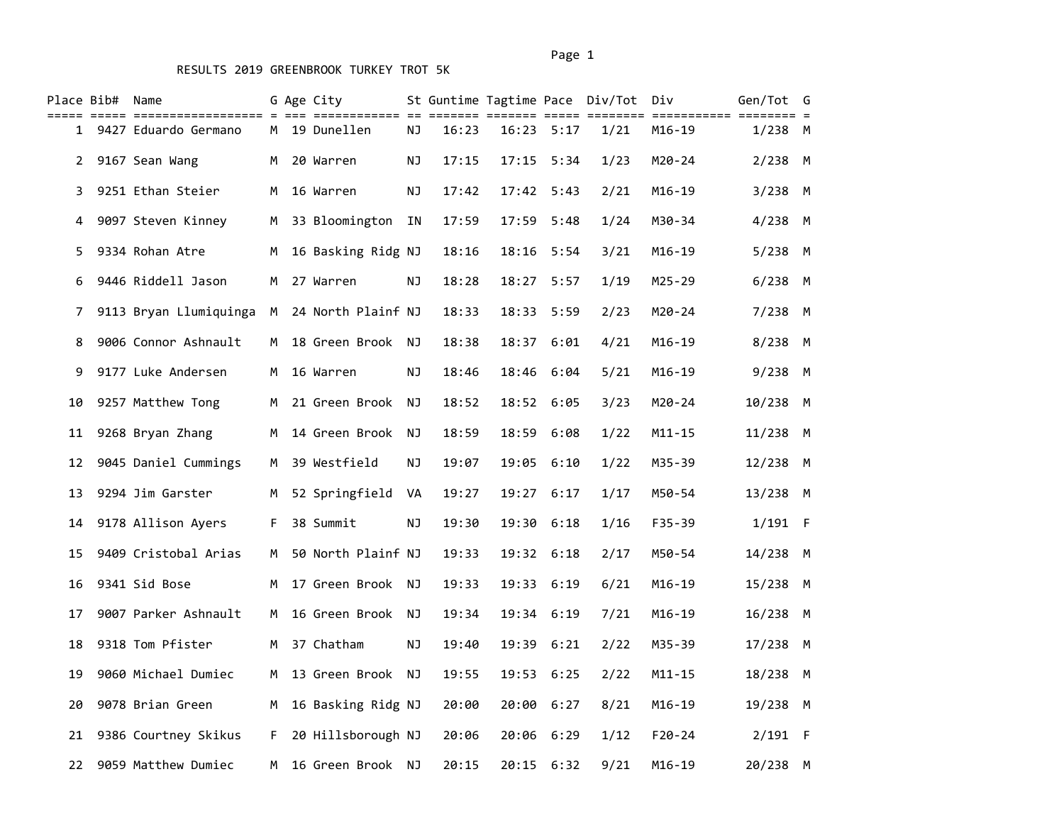# RESULTS 2019 GREENBROOK TURKEY TROT 5K

| Place | Bib# | Name | G | Age | City | St | Guntime | Tagtime | Pace | Div/Tot | Div | Gen/Tot | G |
|---|---|---|---|---|---|---|---|---|---|---|---|---|---|
| 1 | 9427 | Eduardo Germano | M | 19 | Dunellen | NJ | 16:23 | 16:23 | 5:17 | 1/21 | M16-19 | 1/238 | M |
| 2 | 9167 | Sean Wang | M | 20 | Warren | NJ | 17:15 | 17:15 | 5:34 | 1/23 | M20-24 | 2/238 | M |
| 3 | 9251 | Ethan Steier | M | 16 | Warren | NJ | 17:42 | 17:42 | 5:43 | 2/21 | M16-19 | 3/238 | M |
| 4 | 9097 | Steven Kinney | M | 33 | Bloomington | IN | 17:59 | 17:59 | 5:48 | 1/24 | M30-34 | 4/238 | M |
| 5 | 9334 | Rohan Atre | M | 16 | Basking Ridg | NJ | 18:16 | 18:16 | 5:54 | 3/21 | M16-19 | 5/238 | M |
| 6 | 9446 | Riddell Jason | M | 27 | Warren | NJ | 18:28 | 18:27 | 5:57 | 1/19 | M25-29 | 6/238 | M |
| 7 | 9113 | Bryan Llumiquinga | M | 24 | North Plainf | NJ | 18:33 | 18:33 | 5:59 | 2/23 | M20-24 | 7/238 | M |
| 8 | 9006 | Connor Ashnault | M | 18 | Green Brook | NJ | 18:38 | 18:37 | 6:01 | 4/21 | M16-19 | 8/238 | M |
| 9 | 9177 | Luke Andersen | M | 16 | Warren | NJ | 18:46 | 18:46 | 6:04 | 5/21 | M16-19 | 9/238 | M |
| 10 | 9257 | Matthew Tong | M | 21 | Green Brook | NJ | 18:52 | 18:52 | 6:05 | 3/23 | M20-24 | 10/238 | M |
| 11 | 9268 | Bryan Zhang | M | 14 | Green Brook | NJ | 18:59 | 18:59 | 6:08 | 1/22 | M11-15 | 11/238 | M |
| 12 | 9045 | Daniel Cummings | M | 39 | Westfield | NJ | 19:07 | 19:05 | 6:10 | 1/22 | M35-39 | 12/238 | M |
| 13 | 9294 | Jim Garster | M | 52 | Springfield | VA | 19:27 | 19:27 | 6:17 | 1/17 | M50-54 | 13/238 | M |
| 14 | 9178 | Allison Ayers | F | 38 | Summit | NJ | 19:30 | 19:30 | 6:18 | 1/16 | F35-39 | 1/191 | F |
| 15 | 9409 | Cristobal Arias | M | 50 | North Plainf | NJ | 19:33 | 19:32 | 6:18 | 2/17 | M50-54 | 14/238 | M |
| 16 | 9341 | Sid Bose | M | 17 | Green Brook | NJ | 19:33 | 19:33 | 6:19 | 6/21 | M16-19 | 15/238 | M |
| 17 | 9007 | Parker Ashnault | M | 16 | Green Brook | NJ | 19:34 | 19:34 | 6:19 | 7/21 | M16-19 | 16/238 | M |
| 18 | 9318 | Tom Pfister | M | 37 | Chatham | NJ | 19:40 | 19:39 | 6:21 | 2/22 | M35-39 | 17/238 | M |
| 19 | 9060 | Michael Dumiec | M | 13 | Green Brook | NJ | 19:55 | 19:53 | 6:25 | 2/22 | M11-15 | 18/238 | M |
| 20 | 9078 | Brian Green | M | 16 | Basking Ridg | NJ | 20:00 | 20:00 | 6:27 | 8/21 | M16-19 | 19/238 | M |
| 21 | 9386 | Courtney Skikus | F | 20 | Hillsborough | NJ | 20:06 | 20:06 | 6:29 | 1/12 | F20-24 | 2/191 | F |
| 22 | 9059 | Matthew Dumiec | M | 16 | Green Brook | NJ | 20:15 | 20:15 | 6:32 | 9/21 | M16-19 | 20/238 | M |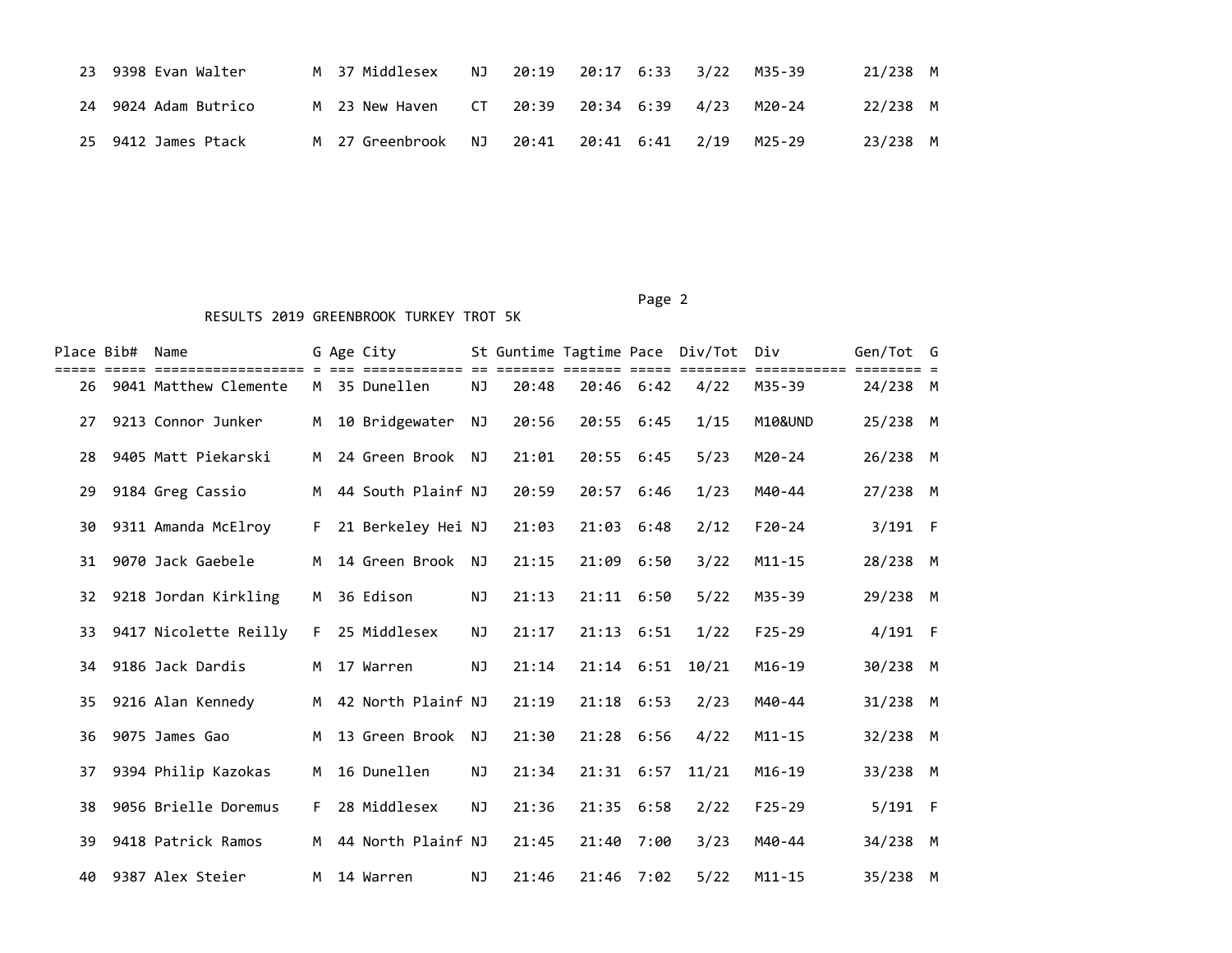| Place | Bib# | Name | G | Age | City | St | Guntime | Tagtime | Pace | Div/Tot | Div | Gen/Tot | G |
|---|---|---|---|---|---|---|---|---|---|---|---|---|---|
| 23 | 9398 | Evan Walter | M | 37 | Middlesex | NJ | 20:19 | 20:17 | 6:33 | 3/22 | M35-39 | 21/238 | M |
| 24 | 9024 | Adam Butrico | M | 23 | New Haven | CT | 20:39 | 20:34 | 6:39 | 4/23 | M20-24 | 22/238 | M |
| 25 | 9412 | James Ptack | M | 27 | Greenbrook | NJ | 20:41 | 20:41 | 6:41 | 2/19 | M25-29 | 23/238 | M |

RESULTS 2019 GREENBROOK TURKEY TROT 5K

| Place | Bib# | Name | G | Age | City | St | Guntime | Tagtime | Pace | Div/Tot | Div | Gen/Tot | G |
|---|---|---|---|---|---|---|---|---|---|---|---|---|---|
| 26 | 9041 | Matthew Clemente | M | 35 | Dunellen | NJ | 20:48 | 20:46 | 6:42 | 4/22 | M35-39 | 24/238 | M |
| 27 | 9213 | Connor Junker | M | 10 | Bridgewater | NJ | 20:56 | 20:55 | 6:45 | 1/15 | M10&UND | 25/238 | M |
| 28 | 9405 | Matt Piekarski | M | 24 | Green Brook | NJ | 21:01 | 20:55 | 6:45 | 5/23 | M20-24 | 26/238 | M |
| 29 | 9184 | Greg Cassio | M | 44 | South Plainf | NJ | 20:59 | 20:57 | 6:46 | 1/23 | M40-44 | 27/238 | M |
| 30 | 9311 | Amanda McElroy | F | 21 | Berkeley Hei | NJ | 21:03 | 21:03 | 6:48 | 2/12 | F20-24 | 3/191 | F |
| 31 | 9070 | Jack Gaebele | M | 14 | Green Brook | NJ | 21:15 | 21:09 | 6:50 | 3/22 | M11-15 | 28/238 | M |
| 32 | 9218 | Jordan Kirkling | M | 36 | Edison | NJ | 21:13 | 21:11 | 6:50 | 5/22 | M35-39 | 29/238 | M |
| 33 | 9417 | Nicolette Reilly | F | 25 | Middlesex | NJ | 21:17 | 21:13 | 6:51 | 1/22 | F25-29 | 4/191 | F |
| 34 | 9186 | Jack Dardis | M | 17 | Warren | NJ | 21:14 | 21:14 | 6:51 | 10/21 | M16-19 | 30/238 | M |
| 35 | 9216 | Alan Kennedy | M | 42 | North Plainf | NJ | 21:19 | 21:18 | 6:53 | 2/23 | M40-44 | 31/238 | M |
| 36 | 9075 | James Gao | M | 13 | Green Brook | NJ | 21:30 | 21:28 | 6:56 | 4/22 | M11-15 | 32/238 | M |
| 37 | 9394 | Philip Kazokas | M | 16 | Dunellen | NJ | 21:34 | 21:31 | 6:57 | 11/21 | M16-19 | 33/238 | M |
| 38 | 9056 | Brielle Doremus | F | 28 | Middlesex | NJ | 21:36 | 21:35 | 6:58 | 2/22 | F25-29 | 5/191 | F |
| 39 | 9418 | Patrick Ramos | M | 44 | North Plainf | NJ | 21:45 | 21:40 | 7:00 | 3/23 | M40-44 | 34/238 | M |
| 40 | 9387 | Alex Steier | M | 14 | Warren | NJ | 21:46 | 21:46 | 7:02 | 5/22 | M11-15 | 35/238 | M |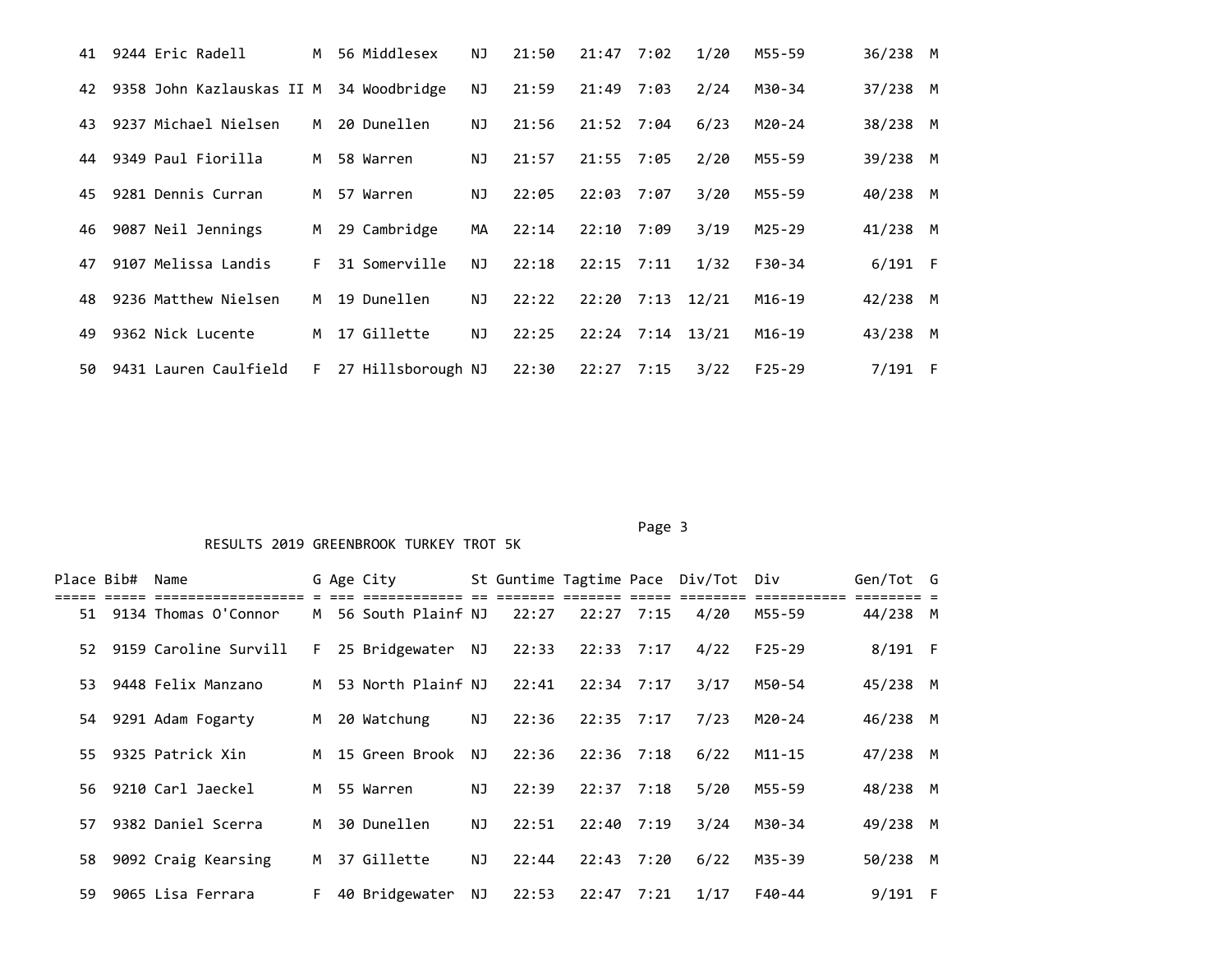| Place | Bib# | Name | G | Age | City | St | Guntime | Tagtime | Pace | Div/Tot | Div | Gen/Tot | G |
|---|---|---|---|---|---|---|---|---|---|---|---|---|---|
| 41 | 9244 | Eric Radell | M | 56 | Middlesex | NJ | 21:50 | 21:47 | 7:02 | 1/20 | M55-59 | 36/238 | M |
| 42 | 9358 | John Kazlauskas II | M | 34 | Woodbridge | NJ | 21:59 | 21:49 | 7:03 | 2/24 | M30-34 | 37/238 | M |
| 43 | 9237 | Michael Nielsen | M | 20 | Dunellen | NJ | 21:56 | 21:52 | 7:04 | 6/23 | M20-24 | 38/238 | M |
| 44 | 9349 | Paul Fiorilla | M | 58 | Warren | NJ | 21:57 | 21:55 | 7:05 | 2/20 | M55-59 | 39/238 | M |
| 45 | 9281 | Dennis Curran | M | 57 | Warren | NJ | 22:05 | 22:03 | 7:07 | 3/20 | M55-59 | 40/238 | M |
| 46 | 9087 | Neil Jennings | M | 29 | Cambridge | MA | 22:14 | 22:10 | 7:09 | 3/19 | M25-29 | 41/238 | M |
| 47 | 9107 | Melissa Landis | F | 31 | Somerville | NJ | 22:18 | 22:15 | 7:11 | 1/32 | F30-34 | 6/191 | F |
| 48 | 9236 | Matthew Nielsen | M | 19 | Dunellen | NJ | 22:22 | 22:20 | 7:13 | 12/21 | M16-19 | 42/238 | M |
| 49 | 9362 | Nick Lucente | M | 17 | Gillette | NJ | 22:25 | 22:24 | 7:14 | 13/21 | M16-19 | 43/238 | M |
| 50 | 9431 | Lauren Caulfield | F | 27 | Hillsborough | NJ | 22:30 | 22:27 | 7:15 | 3/22 | F25-29 | 7/191 | F |

RESULTS 2019 GREENBROOK TURKEY TROT 5K

| Place | Bib# | Name | G | Age | City | St | Guntime | Tagtime | Pace | Div/Tot | Div | Gen/Tot | G |
|---|---|---|---|---|---|---|---|---|---|---|---|---|---|
| 51 | 9134 | Thomas O'Connor | M | 56 | South Plainf | NJ | 22:27 | 22:27 | 7:15 | 4/20 | M55-59 | 44/238 | M |
| 52 | 9159 | Caroline Survill | F | 25 | Bridgewater | NJ | 22:33 | 22:33 | 7:17 | 4/22 | F25-29 | 8/191 | F |
| 53 | 9448 | Felix Manzano | M | 53 | North Plainf | NJ | 22:41 | 22:34 | 7:17 | 3/17 | M50-54 | 45/238 | M |
| 54 | 9291 | Adam Fogarty | M | 20 | Watchung | NJ | 22:36 | 22:35 | 7:17 | 7/23 | M20-24 | 46/238 | M |
| 55 | 9325 | Patrick Xin | M | 15 | Green Brook | NJ | 22:36 | 22:36 | 7:18 | 6/22 | M11-15 | 47/238 | M |
| 56 | 9210 | Carl Jaeckel | M | 55 | Warren | NJ | 22:39 | 22:37 | 7:18 | 5/20 | M55-59 | 48/238 | M |
| 57 | 9382 | Daniel Scerra | M | 30 | Dunellen | NJ | 22:51 | 22:40 | 7:19 | 3/24 | M30-34 | 49/238 | M |
| 58 | 9092 | Craig Kearsing | M | 37 | Gillette | NJ | 22:44 | 22:43 | 7:20 | 6/22 | M35-39 | 50/238 | M |
| 59 | 9065 | Lisa Ferrara | F | 40 | Bridgewater | NJ | 22:53 | 22:47 | 7:21 | 1/17 | F40-44 | 9/191 | F |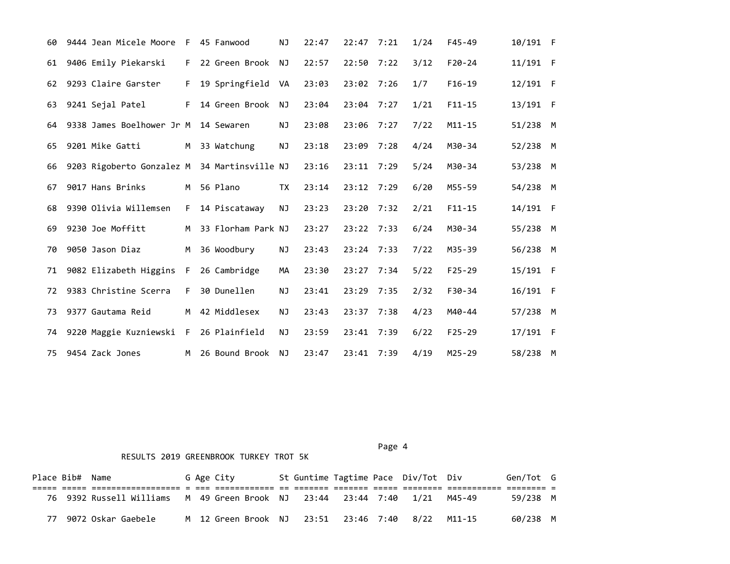| Place | Bib# | Name | G | Age | City | St | Guntime | Tagtime | Pace | Div/Tot | Div | Gen/Tot | G |
|---|---|---|---|---|---|---|---|---|---|---|---|---|---|
| 60 | 9444 | Jean Micele Moore | F | 45 | Fanwood | NJ | 22:47 | 22:47 | 7:21 | 1/24 | F45-49 | 10/191 | F |
| 61 | 9406 | Emily Piekarski | F | 22 | Green Brook | NJ | 22:57 | 22:50 | 7:22 | 3/12 | F20-24 | 11/191 | F |
| 62 | 9293 | Claire Garster | F | 19 | Springfield | VA | 23:03 | 23:02 | 7:26 | 1/7 | F16-19 | 12/191 | F |
| 63 | 9241 | Sejal Patel | F | 14 | Green Brook | NJ | 23:04 | 23:04 | 7:27 | 1/21 | F11-15 | 13/191 | F |
| 64 | 9338 | James Boelhower Jr | M | 14 | Sewaren | NJ | 23:08 | 23:06 | 7:27 | 7/22 | M11-15 | 51/238 | M |
| 65 | 9201 | Mike Gatti | M | 33 | Watchung | NJ | 23:18 | 23:09 | 7:28 | 4/24 | M30-34 | 52/238 | M |
| 66 | 9203 | Rigoberto Gonzalez | M | 34 | Martinsville | NJ | 23:16 | 23:11 | 7:29 | 5/24 | M30-34 | 53/238 | M |
| 67 | 9017 | Hans Brinks | M | 56 | Plano | TX | 23:14 | 23:12 | 7:29 | 6/20 | M55-59 | 54/238 | M |
| 68 | 9390 | Olivia Willemsen | F | 14 | Piscataway | NJ | 23:23 | 23:20 | 7:32 | 2/21 | F11-15 | 14/191 | F |
| 69 | 9230 | Joe Moffitt | M | 33 | Florham Park | NJ | 23:27 | 23:22 | 7:33 | 6/24 | M30-34 | 55/238 | M |
| 70 | 9050 | Jason Diaz | M | 36 | Woodbury | NJ | 23:43 | 23:24 | 7:33 | 7/22 | M35-39 | 56/238 | M |
| 71 | 9082 | Elizabeth Higgins | F | 26 | Cambridge | MA | 23:30 | 23:27 | 7:34 | 5/22 | F25-29 | 15/191 | F |
| 72 | 9383 | Christine Scerra | F | 30 | Dunellen | NJ | 23:41 | 23:29 | 7:35 | 2/32 | F30-34 | 16/191 | F |
| 73 | 9377 | Gautama Reid | M | 42 | Middlesex | NJ | 23:43 | 23:37 | 7:38 | 4/23 | M40-44 | 57/238 | M |
| 74 | 9220 | Maggie Kuzniewski | F | 26 | Plainfield | NJ | 23:59 | 23:41 | 7:39 | 6/22 | F25-29 | 17/191 | F |
| 75 | 9454 | Zack Jones | M | 26 | Bound Brook | NJ | 23:47 | 23:41 | 7:39 | 4/19 | M25-29 | 58/238 | M |

RESULTS 2019 GREENBROOK TURKEY TROT 5K

| Place | Bib# | Name | G | Age | City | St | Guntime | Tagtime | Pace | Div/Tot | Div | Gen/Tot | G |
|---|---|---|---|---|---|---|---|---|---|---|---|---|---|
| 76 | 9392 | Russell Williams | M | 49 | Green Brook | NJ | 23:44 | 23:44 | 7:40 | 1/21 | M45-49 | 59/238 | M |
| 77 | 9072 | Oskar Gaebele | M | 12 | Green Brook | NJ | 23:51 | 23:46 | 7:40 | 8/22 | M11-15 | 60/238 | M |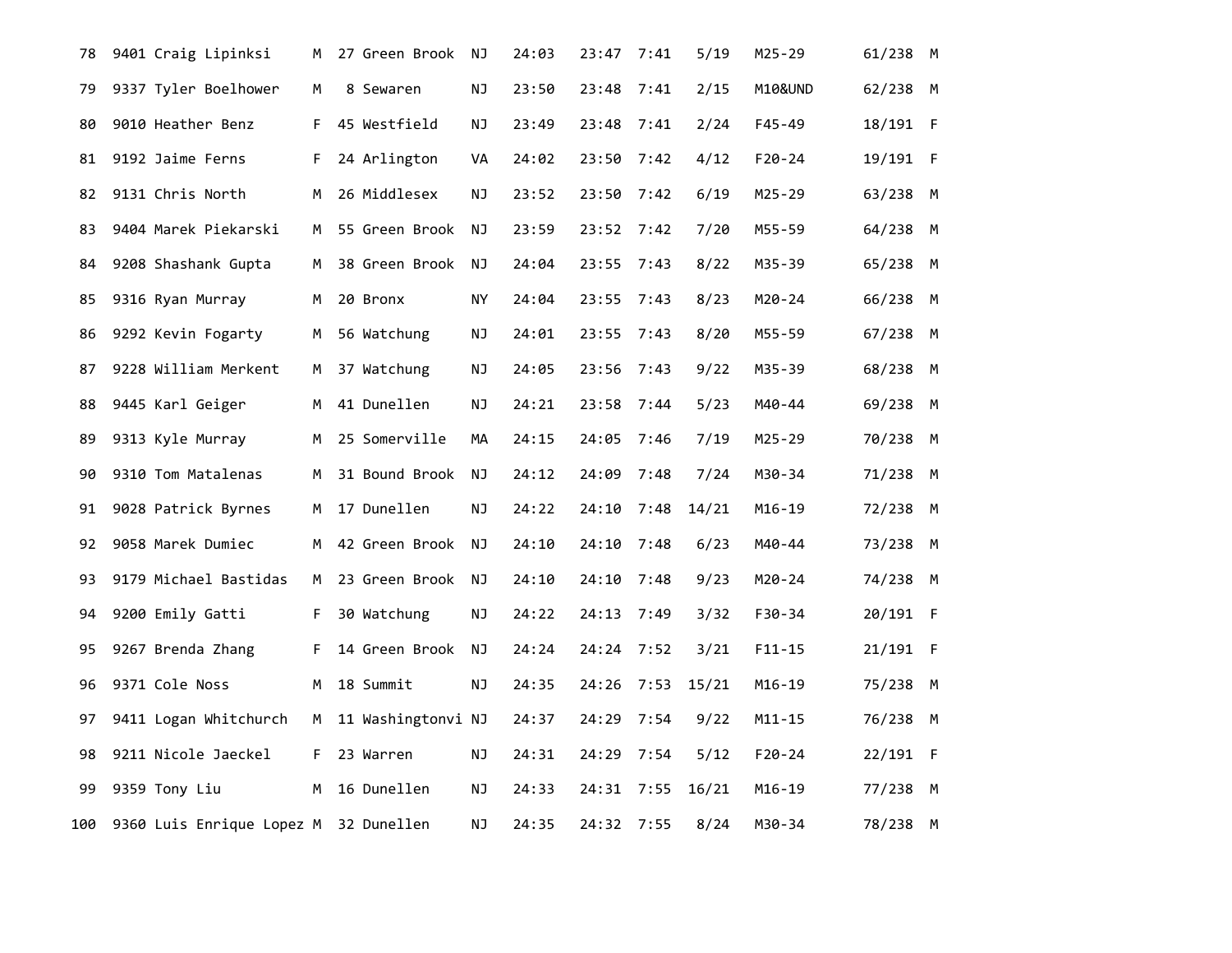| | | | | | | | | | | | | | |
|---|---|---|---|---|---|---|---|---|---|---|---|---|---|
| 78 | 9401 | Craig Lipinksi | M | 27 | Green Brook | NJ | 24:03 | 23:47 | 7:41 | 5/19 | M25-29 | 61/238 | M |
| 79 | 9337 | Tyler Boelhower | M | 8 | Sewaren | NJ | 23:50 | 23:48 | 7:41 | 2/15 | M10&UND | 62/238 | M |
| 80 | 9010 | Heather Benz | F | 45 | Westfield | NJ | 23:49 | 23:48 | 7:41 | 2/24 | F45-49 | 18/191 | F |
| 81 | 9192 | Jaime Ferns | F | 24 | Arlington | VA | 24:02 | 23:50 | 7:42 | 4/12 | F20-24 | 19/191 | F |
| 82 | 9131 | Chris North | M | 26 | Middlesex | NJ | 23:52 | 23:50 | 7:42 | 6/19 | M25-29 | 63/238 | M |
| 83 | 9404 | Marek Piekarski | M | 55 | Green Brook | NJ | 23:59 | 23:52 | 7:42 | 7/20 | M55-59 | 64/238 | M |
| 84 | 9208 | Shashank Gupta | M | 38 | Green Brook | NJ | 24:04 | 23:55 | 7:43 | 8/22 | M35-39 | 65/238 | M |
| 85 | 9316 | Ryan Murray | M | 20 | Bronx | NY | 24:04 | 23:55 | 7:43 | 8/23 | M20-24 | 66/238 | M |
| 86 | 9292 | Kevin Fogarty | M | 56 | Watchung | NJ | 24:01 | 23:55 | 7:43 | 8/20 | M55-59 | 67/238 | M |
| 87 | 9228 | William Merkent | M | 37 | Watchung | NJ | 24:05 | 23:56 | 7:43 | 9/22 | M35-39 | 68/238 | M |
| 88 | 9445 | Karl Geiger | M | 41 | Dunellen | NJ | 24:21 | 23:58 | 7:44 | 5/23 | M40-44 | 69/238 | M |
| 89 | 9313 | Kyle Murray | M | 25 | Somerville | MA | 24:15 | 24:05 | 7:46 | 7/19 | M25-29 | 70/238 | M |
| 90 | 9310 | Tom Matalenas | M | 31 | Bound Brook | NJ | 24:12 | 24:09 | 7:48 | 7/24 | M30-34 | 71/238 | M |
| 91 | 9028 | Patrick Byrnes | M | 17 | Dunellen | NJ | 24:22 | 24:10 | 7:48 | 14/21 | M16-19 | 72/238 | M |
| 92 | 9058 | Marek Dumiec | M | 42 | Green Brook | NJ | 24:10 | 24:10 | 7:48 | 6/23 | M40-44 | 73/238 | M |
| 93 | 9179 | Michael Bastidas | M | 23 | Green Brook | NJ | 24:10 | 24:10 | 7:48 | 9/23 | M20-24 | 74/238 | M |
| 94 | 9200 | Emily Gatti | F | 30 | Watchung | NJ | 24:22 | 24:13 | 7:49 | 3/32 | F30-34 | 20/191 | F |
| 95 | 9267 | Brenda Zhang | F | 14 | Green Brook | NJ | 24:24 | 24:24 | 7:52 | 3/21 | F11-15 | 21/191 | F |
| 96 | 9371 | Cole Noss | M | 18 | Summit | NJ | 24:35 | 24:26 | 7:53 | 15/21 | M16-19 | 75/238 | M |
| 97 | 9411 | Logan Whitchurch | M | 11 | Washingtonvi | NJ | 24:37 | 24:29 | 7:54 | 9/22 | M11-15 | 76/238 | M |
| 98 | 9211 | Nicole Jaeckel | F | 23 | Warren | NJ | 24:31 | 24:29 | 7:54 | 5/12 | F20-24 | 22/191 | F |
| 99 | 9359 | Tony Liu | M | 16 | Dunellen | NJ | 24:33 | 24:31 | 7:55 | 16/21 | M16-19 | 77/238 | M |
| 100 | 9360 | Luis Enrique Lopez | M | 32 | Dunellen | NJ | 24:35 | 24:32 | 7:55 | 8/24 | M30-34 | 78/238 | M |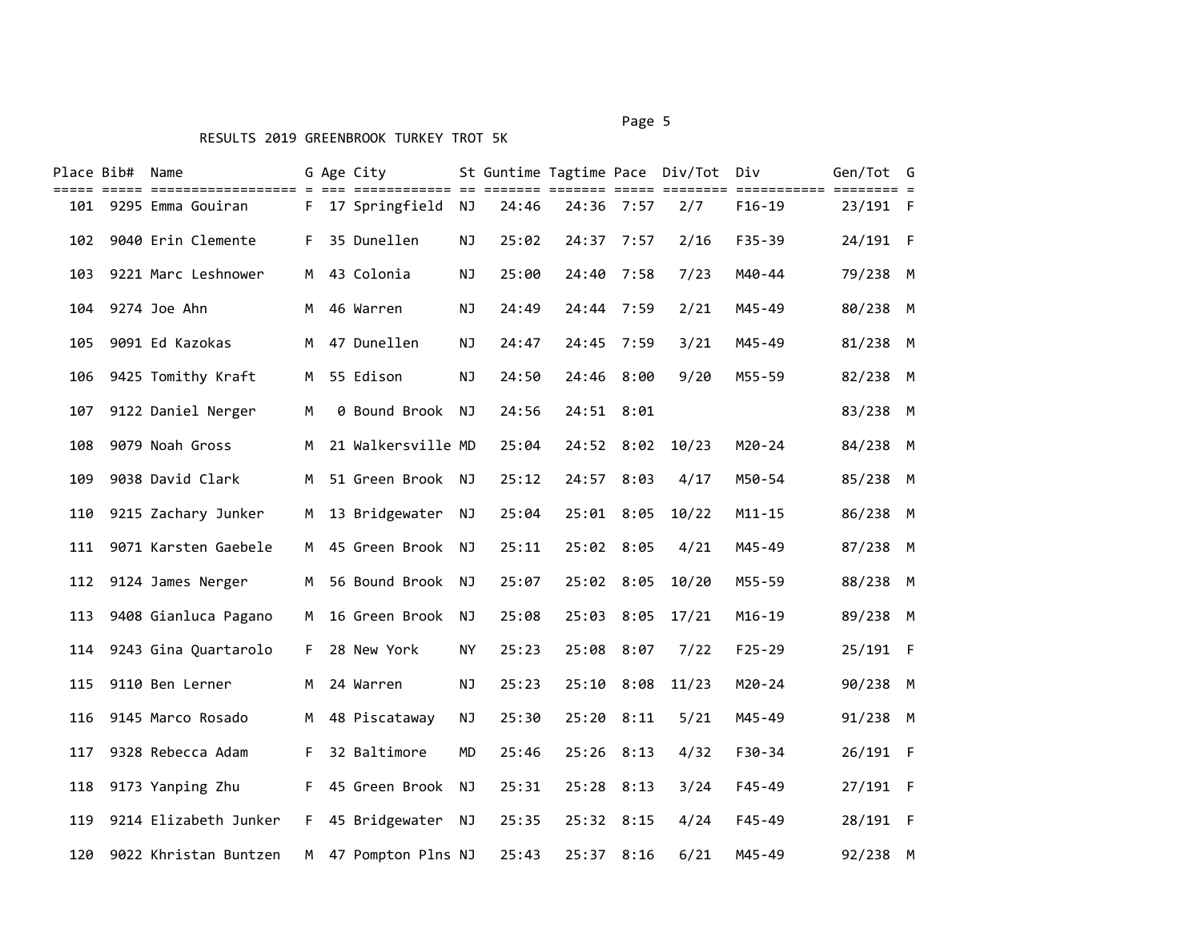RESULTS 2019 GREENBROOK TURKEY TROT 5K

| Place | Bib# | Name | G | Age | City | St | Guntime | Tagtime | Pace | Div/Tot | Div | Gen/Tot | G |
|---|---|---|---|---|---|---|---|---|---|---|---|---|---|
| 101 | 9295 | Emma Gouiran | F | 17 | Springfield | NJ | 24:46 | 24:36 | 7:57 | 2/7 | F16-19 | 23/191 | F |
| 102 | 9040 | Erin Clemente | F | 35 | Dunellen | NJ | 25:02 | 24:37 | 7:57 | 2/16 | F35-39 | 24/191 | F |
| 103 | 9221 | Marc Leshnower | M | 43 | Colonia | NJ | 25:00 | 24:40 | 7:58 | 7/23 | M40-44 | 79/238 | M |
| 104 | 9274 | Joe Ahn | M | 46 | Warren | NJ | 24:49 | 24:44 | 7:59 | 2/21 | M45-49 | 80/238 | M |
| 105 | 9091 | Ed Kazokas | M | 47 | Dunellen | NJ | 24:47 | 24:45 | 7:59 | 3/21 | M45-49 | 81/238 | M |
| 106 | 9425 | Tomithy Kraft | M | 55 | Edison | NJ | 24:50 | 24:46 | 8:00 | 9/20 | M55-59 | 82/238 | M |
| 107 | 9122 | Daniel Nerger | M | 0 | Bound Brook | NJ | 24:56 | 24:51 | 8:01 | | | 83/238 | M |
| 108 | 9079 | Noah Gross | M | 21 | Walkersville | MD | 25:04 | 24:52 | 8:02 | 10/23 | M20-24 | 84/238 | M |
| 109 | 9038 | David Clark | M | 51 | Green Brook | NJ | 25:12 | 24:57 | 8:03 | 4/17 | M50-54 | 85/238 | M |
| 110 | 9215 | Zachary Junker | M | 13 | Bridgewater | NJ | 25:04 | 25:01 | 8:05 | 10/22 | M11-15 | 86/238 | M |
| 111 | 9071 | Karsten Gaebele | M | 45 | Green Brook | NJ | 25:11 | 25:02 | 8:05 | 4/21 | M45-49 | 87/238 | M |
| 112 | 9124 | James Nerger | M | 56 | Bound Brook | NJ | 25:07 | 25:02 | 8:05 | 10/20 | M55-59 | 88/238 | M |
| 113 | 9408 | Gianluca Pagano | M | 16 | Green Brook | NJ | 25:08 | 25:03 | 8:05 | 17/21 | M16-19 | 89/238 | M |
| 114 | 9243 | Gina Quartarolo | F | 28 | New York | NY | 25:23 | 25:08 | 8:07 | 7/22 | F25-29 | 25/191 | F |
| 115 | 9110 | Ben Lerner | M | 24 | Warren | NJ | 25:23 | 25:10 | 8:08 | 11/23 | M20-24 | 90/238 | M |
| 116 | 9145 | Marco Rosado | M | 48 | Piscataway | NJ | 25:30 | 25:20 | 8:11 | 5/21 | M45-49 | 91/238 | M |
| 117 | 9328 | Rebecca Adam | F | 32 | Baltimore | MD | 25:46 | 25:26 | 8:13 | 4/32 | F30-34 | 26/191 | F |
| 118 | 9173 | Yanping Zhu | F | 45 | Green Brook | NJ | 25:31 | 25:28 | 8:13 | 3/24 | F45-49 | 27/191 | F |
| 119 | 9214 | Elizabeth Junker | F | 45 | Bridgewater | NJ | 25:35 | 25:32 | 8:15 | 4/24 | F45-49 | 28/191 | F |
| 120 | 9022 | Khristan Buntzen | M | 47 | Pompton Plns | NJ | 25:43 | 25:37 | 8:16 | 6/21 | M45-49 | 92/238 | M |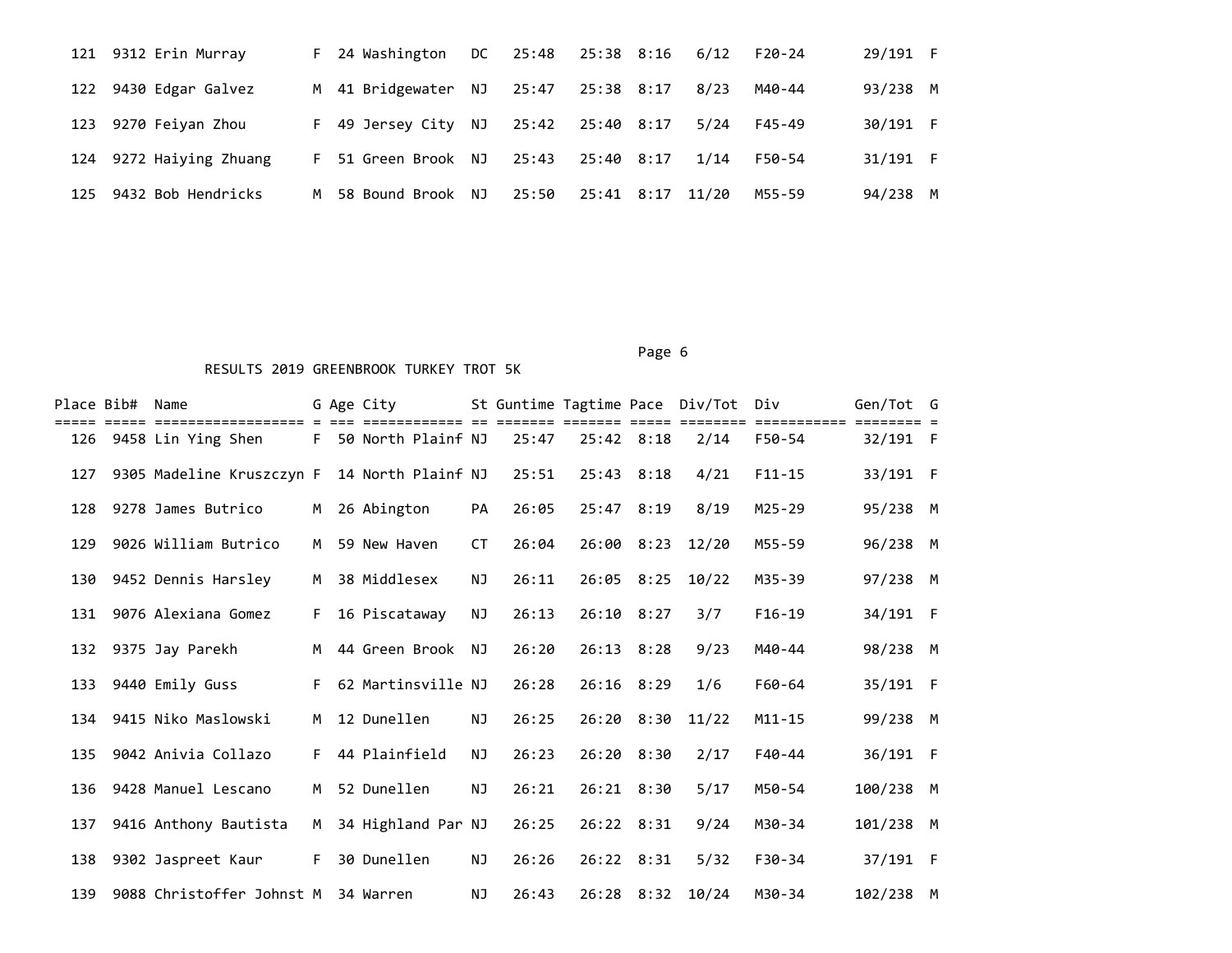| Place | Bib# | Name | G | Age | City | St | Guntime | Tagtime | Pace | Div/Tot | Div | Gen/Tot | G |
|---|---|---|---|---|---|---|---|---|---|---|---|---|---|
| 121 | 9312 | Erin Murray | F | 24 | Washington | DC | 25:48 | 25:38 | 8:16 | 6/12 | F20-24 | 29/191 | F |
| 122 | 9430 | Edgar Galvez | M | 41 | Bridgewater | NJ | 25:47 | 25:38 | 8:17 | 8/23 | M40-44 | 93/238 | M |
| 123 | 9270 | Feiyan Zhou | F | 49 | Jersey City | NJ | 25:42 | 25:40 | 8:17 | 5/24 | F45-49 | 30/191 | F |
| 124 | 9272 | Haiying Zhuang | F | 51 | Green Brook | NJ | 25:43 | 25:40 | 8:17 | 1/14 | F50-54 | 31/191 | F |
| 125 | 9432 | Bob Hendricks | M | 58 | Bound Brook | NJ | 25:50 | 25:41 | 8:17 | 11/20 | M55-59 | 94/238 | M |

RESULTS 2019 GREENBROOK TURKEY TROT 5K

| Place | Bib# | Name | G | Age | City | St | Guntime | Tagtime | Pace | Div/Tot | Div | Gen/Tot | G |
|---|---|---|---|---|---|---|---|---|---|---|---|---|---|
| 126 | 9458 | Lin Ying Shen | F | 50 | North Plainf | NJ | 25:47 | 25:42 | 8:18 | 2/14 | F50-54 | 32/191 | F |
| 127 | 9305 | Madeline Kruszczyn | F | 14 | North Plainf | NJ | 25:51 | 25:43 | 8:18 | 4/21 | F11-15 | 33/191 | F |
| 128 | 9278 | James Butrico | M | 26 | Abington | PA | 26:05 | 25:47 | 8:19 | 8/19 | M25-29 | 95/238 | M |
| 129 | 9026 | William Butrico | M | 59 | New Haven | CT | 26:04 | 26:00 | 8:23 | 12/20 | M55-59 | 96/238 | M |
| 130 | 9452 | Dennis Harsley | M | 38 | Middlesex | NJ | 26:11 | 26:05 | 8:25 | 10/22 | M35-39 | 97/238 | M |
| 131 | 9076 | Alexiana Gomez | F | 16 | Piscataway | NJ | 26:13 | 26:10 | 8:27 | 3/7 | F16-19 | 34/191 | F |
| 132 | 9375 | Jay Parekh | M | 44 | Green Brook | NJ | 26:20 | 26:13 | 8:28 | 9/23 | M40-44 | 98/238 | M |
| 133 | 9440 | Emily Guss | F | 62 | Martinsville | NJ | 26:28 | 26:16 | 8:29 | 1/6 | F60-64 | 35/191 | F |
| 134 | 9415 | Niko Maslowski | M | 12 | Dunellen | NJ | 26:25 | 26:20 | 8:30 | 11/22 | M11-15 | 99/238 | M |
| 135 | 9042 | Anivia Collazo | F | 44 | Plainfield | NJ | 26:23 | 26:20 | 8:30 | 2/17 | F40-44 | 36/191 | F |
| 136 | 9428 | Manuel Lescano | M | 52 | Dunellen | NJ | 26:21 | 26:21 | 8:30 | 5/17 | M50-54 | 100/238 | M |
| 137 | 9416 | Anthony Bautista | M | 34 | Highland Par | NJ | 26:25 | 26:22 | 8:31 | 9/24 | M30-34 | 101/238 | M |
| 138 | 9302 | Jaspreet Kaur | F | 30 | Dunellen | NJ | 26:26 | 26:22 | 8:31 | 5/32 | F30-34 | 37/191 | F |
| 139 | 9088 | Christoffer Johnst | M | 34 | Warren | NJ | 26:43 | 26:28 | 8:32 | 10/24 | M30-34 | 102/238 | M |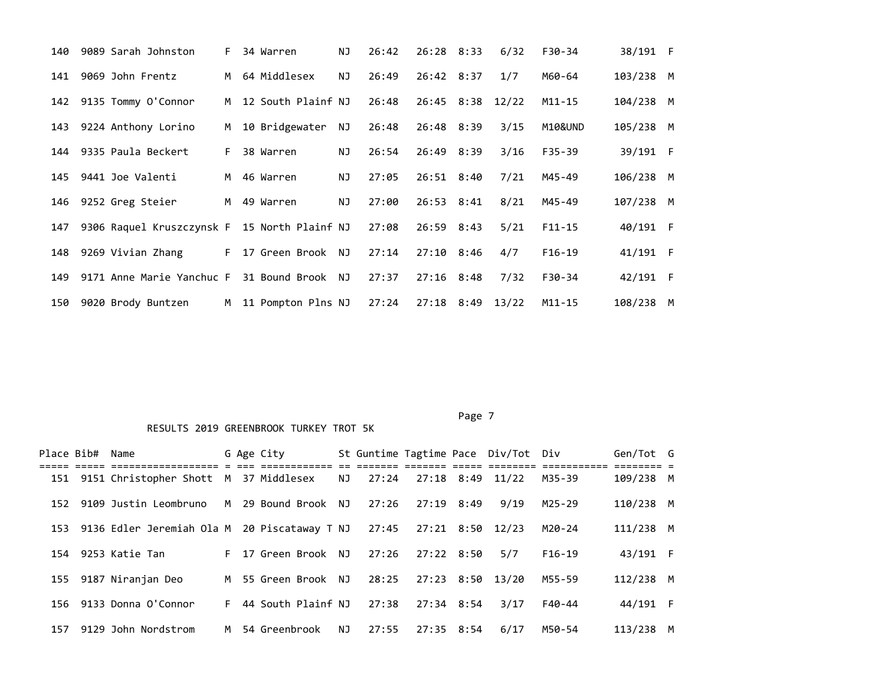| Place | Bib# | Name | G | Age | City | St | Guntime | Tagtime | Pace | Div/Tot | Div | Gen/Tot | G |
|---|---|---|---|---|---|---|---|---|---|---|---|---|---|
| 140 | 9089 | Sarah Johnston | F | 34 | Warren | NJ | 26:42 | 26:28 | 8:33 | 6/32 | F30-34 | 38/191 | F |
| 141 | 9069 | John Frentz | M | 64 | Middlesex | NJ | 26:49 | 26:42 | 8:37 | 1/7 | M60-64 | 103/238 | M |
| 142 | 9135 | Tommy O'Connor | M | 12 | South Plainf | NJ | 26:48 | 26:45 | 8:38 | 12/22 | M11-15 | 104/238 | M |
| 143 | 9224 | Anthony Lorino | M | 10 | Bridgewater | NJ | 26:48 | 26:48 | 8:39 | 3/15 | M10&UND | 105/238 | M |
| 144 | 9335 | Paula Beckert | F | 38 | Warren | NJ | 26:54 | 26:49 | 8:39 | 3/16 | F35-39 | 39/191 | F |
| 145 | 9441 | Joe Valenti | M | 46 | Warren | NJ | 27:05 | 26:51 | 8:40 | 7/21 | M45-49 | 106/238 | M |
| 146 | 9252 | Greg Steier | M | 49 | Warren | NJ | 27:00 | 26:53 | 8:41 | 8/21 | M45-49 | 107/238 | M |
| 147 | 9306 | Raquel Kruszczynsk | F | 15 | North Plainf | NJ | 27:08 | 26:59 | 8:43 | 5/21 | F11-15 | 40/191 | F |
| 148 | 9269 | Vivian Zhang | F | 17 | Green Brook | NJ | 27:14 | 27:10 | 8:46 | 4/7 | F16-19 | 41/191 | F |
| 149 | 9171 | Anne Marie Yanchuc | F | 31 | Bound Brook | NJ | 27:37 | 27:16 | 8:48 | 7/32 | F30-34 | 42/191 | F |
| 150 | 9020 | Brody Buntzen | M | 11 | Pompton Plns | NJ | 27:24 | 27:18 | 8:49 | 13/22 | M11-15 | 108/238 | M |

RESULTS 2019 GREENBROOK TURKEY TROT 5K

| Place | Bib# | Name | G | Age | City | St | Guntime | Tagtime | Pace | Div/Tot | Div | Gen/Tot | G |
|---|---|---|---|---|---|---|---|---|---|---|---|---|---|
| 151 | 9151 | Christopher Shott | M | 37 | Middlesex | NJ | 27:24 | 27:18 | 8:49 | 11/22 | M35-39 | 109/238 | M |
| 152 | 9109 | Justin Leombruno | M | 29 | Bound Brook | NJ | 27:26 | 27:19 | 8:49 | 9/19 | M25-29 | 110/238 | M |
| 153 | 9136 | Edler Jeremiah Ola | M | 20 | Piscataway T | NJ | 27:45 | 27:21 | 8:50 | 12/23 | M20-24 | 111/238 | M |
| 154 | 9253 | Katie Tan | F | 17 | Green Brook | NJ | 27:26 | 27:22 | 8:50 | 5/7 | F16-19 | 43/191 | F |
| 155 | 9187 | Niranjan Deo | M | 55 | Green Brook | NJ | 28:25 | 27:23 | 8:50 | 13/20 | M55-59 | 112/238 | M |
| 156 | 9133 | Donna O'Connor | F | 44 | South Plainf | NJ | 27:38 | 27:34 | 8:54 | 3/17 | F40-44 | 44/191 | F |
| 157 | 9129 | John Nordstrom | M | 54 | Greenbrook | NJ | 27:55 | 27:35 | 8:54 | 6/17 | M50-54 | 113/238 | M |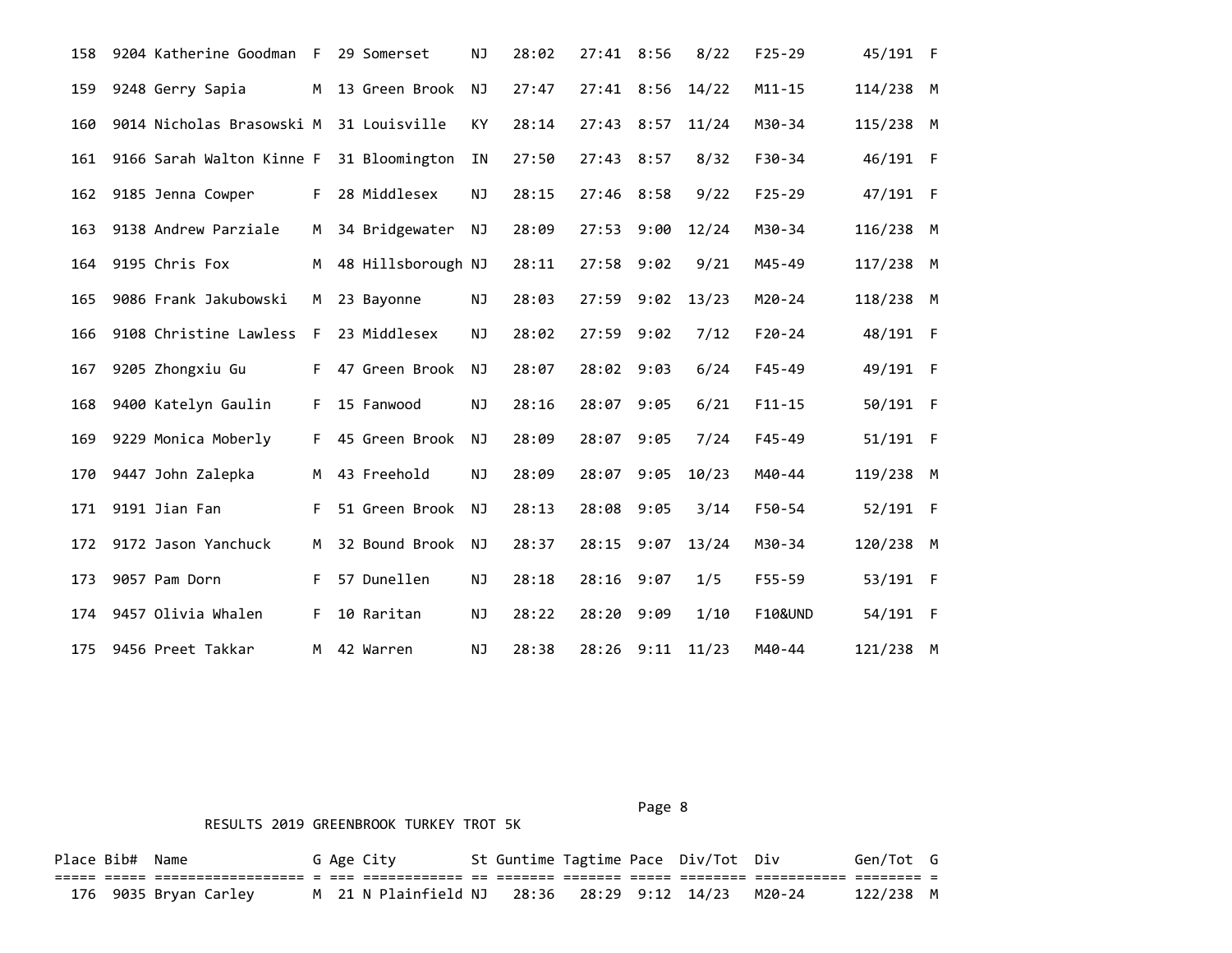| Place | Bib# | Name | G | Age | City | St | Guntime | Tagtime | Pace | Div/Tot | Div | Gen/Tot | G |
|---|---|---|---|---|---|---|---|---|---|---|---|---|---|
| 158 | 9204 | Katherine Goodman | F | 29 | Somerset | NJ | 28:02 | 27:41 | 8:56 | 8/22 | F25-29 | 45/191 | F |
| 159 | 9248 | Gerry Sapia | M | 13 | Green Brook | NJ | 27:47 | 27:41 | 8:56 | 14/22 | M11-15 | 114/238 | M |
| 160 | 9014 | Nicholas Brasowski | M | 31 | Louisville | KY | 28:14 | 27:43 | 8:57 | 11/24 | M30-34 | 115/238 | M |
| 161 | 9166 | Sarah Walton Kinne | F | 31 | Bloomington | IN | 27:50 | 27:43 | 8:57 | 8/32 | F30-34 | 46/191 | F |
| 162 | 9185 | Jenna Cowper | F | 28 | Middlesex | NJ | 28:15 | 27:46 | 8:58 | 9/22 | F25-29 | 47/191 | F |
| 163 | 9138 | Andrew Parziale | M | 34 | Bridgewater | NJ | 28:09 | 27:53 | 9:00 | 12/24 | M30-34 | 116/238 | M |
| 164 | 9195 | Chris Fox | M | 48 | Hillsborough | NJ | 28:11 | 27:58 | 9:02 | 9/21 | M45-49 | 117/238 | M |
| 165 | 9086 | Frank Jakubowski | M | 23 | Bayonne | NJ | 28:03 | 27:59 | 9:02 | 13/23 | M20-24 | 118/238 | M |
| 166 | 9108 | Christine Lawless | F | 23 | Middlesex | NJ | 28:02 | 27:59 | 9:02 | 7/12 | F20-24 | 48/191 | F |
| 167 | 9205 | Zhongxiu Gu | F | 47 | Green Brook | NJ | 28:07 | 28:02 | 9:03 | 6/24 | F45-49 | 49/191 | F |
| 168 | 9400 | Katelyn Gaulin | F | 15 | Fanwood | NJ | 28:16 | 28:07 | 9:05 | 6/21 | F11-15 | 50/191 | F |
| 169 | 9229 | Monica Moberly | F | 45 | Green Brook | NJ | 28:09 | 28:07 | 9:05 | 7/24 | F45-49 | 51/191 | F |
| 170 | 9447 | John Zalepka | M | 43 | Freehold | NJ | 28:09 | 28:07 | 9:05 | 10/23 | M40-44 | 119/238 | M |
| 171 | 9191 | Jian Fan | F | 51 | Green Brook | NJ | 28:13 | 28:08 | 9:05 | 3/14 | F50-54 | 52/191 | F |
| 172 | 9172 | Jason Yanchuck | M | 32 | Bound Brook | NJ | 28:37 | 28:15 | 9:07 | 13/24 | M30-34 | 120/238 | M |
| 173 | 9057 | Pam Dorn | F | 57 | Dunellen | NJ | 28:18 | 28:16 | 9:07 | 1/5 | F55-59 | 53/191 | F |
| 174 | 9457 | Olivia Whalen | F | 10 | Raritan | NJ | 28:22 | 28:20 | 9:09 | 1/10 | F10&UND | 54/191 | F |
| 175 | 9456 | Preet Takkar | M | 42 | Warren | NJ | 28:38 | 28:26 | 9:11 | 11/23 | M40-44 | 121/238 | M |

RESULTS 2019 GREENBROOK TURKEY TROT 5K

| Place | Bib# | Name | G | Age | City | St | Guntime | Tagtime | Pace | Div/Tot | Div | Gen/Tot | G |
|---|---|---|---|---|---|---|---|---|---|---|---|---|---|
| 176 | 9035 | Bryan Carley | M | 21 | N Plainfield | NJ | 28:36 | 28:29 | 9:12 | 14/23 | M20-24 | 122/238 | M |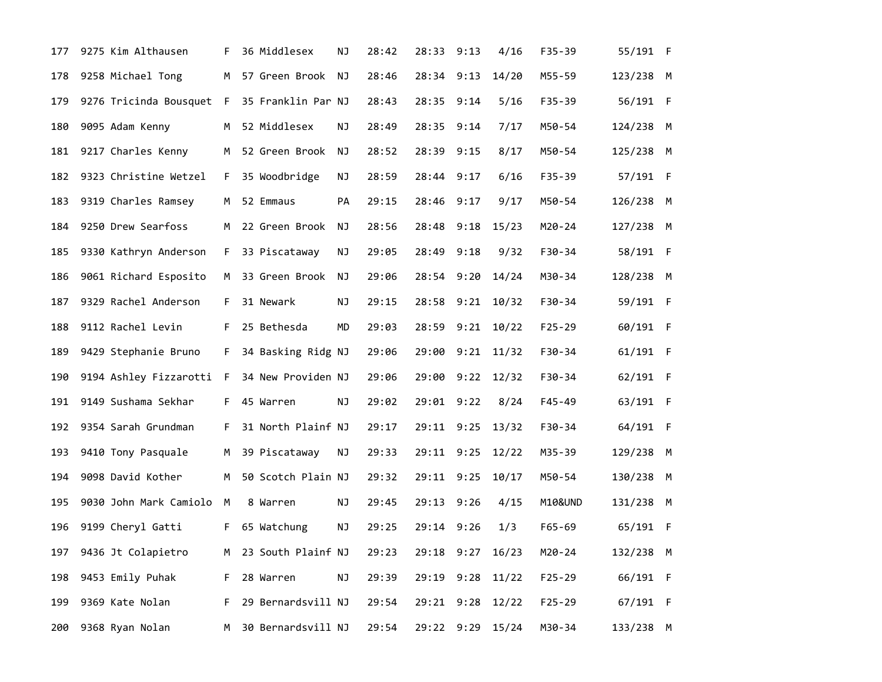| | | | | | | | | | | | | | |
|---|---|---|---|---|---|---|---|---|---|---|---|---|---|
| 177 | 9275 | Kim Althausen | F | 36 | Middlesex | NJ | 28:42 | 28:33 | 9:13 | 4/16 | F35-39 | 55/191 | F |
| 178 | 9258 | Michael Tong | M | 57 | Green Brook | NJ | 28:46 | 28:34 | 9:13 | 14/20 | M55-59 | 123/238 | M |
| 179 | 9276 | Tricinda Bousquet | F | 35 | Franklin Par | NJ | 28:43 | 28:35 | 9:14 | 5/16 | F35-39 | 56/191 | F |
| 180 | 9095 | Adam Kenny | M | 52 | Middlesex | NJ | 28:49 | 28:35 | 9:14 | 7/17 | M50-54 | 124/238 | M |
| 181 | 9217 | Charles Kenny | M | 52 | Green Brook | NJ | 28:52 | 28:39 | 9:15 | 8/17 | M50-54 | 125/238 | M |
| 182 | 9323 | Christine Wetzel | F | 35 | Woodbridge | NJ | 28:59 | 28:44 | 9:17 | 6/16 | F35-39 | 57/191 | F |
| 183 | 9319 | Charles Ramsey | M | 52 | Emmaus | PA | 29:15 | 28:46 | 9:17 | 9/17 | M50-54 | 126/238 | M |
| 184 | 9250 | Drew Searfoss | M | 22 | Green Brook | NJ | 28:56 | 28:48 | 9:18 | 15/23 | M20-24 | 127/238 | M |
| 185 | 9330 | Kathryn Anderson | F | 33 | Piscataway | NJ | 29:05 | 28:49 | 9:18 | 9/32 | F30-34 | 58/191 | F |
| 186 | 9061 | Richard Esposito | M | 33 | Green Brook | NJ | 29:06 | 28:54 | 9:20 | 14/24 | M30-34 | 128/238 | M |
| 187 | 9329 | Rachel Anderson | F | 31 | Newark | NJ | 29:15 | 28:58 | 9:21 | 10/32 | F30-34 | 59/191 | F |
| 188 | 9112 | Rachel Levin | F | 25 | Bethesda | MD | 29:03 | 28:59 | 9:21 | 10/22 | F25-29 | 60/191 | F |
| 189 | 9429 | Stephanie Bruno | F | 34 | Basking Ridg | NJ | 29:06 | 29:00 | 9:21 | 11/32 | F30-34 | 61/191 | F |
| 190 | 9194 | Ashley Fizzarotti | F | 34 | New Providen | NJ | 29:06 | 29:00 | 9:22 | 12/32 | F30-34 | 62/191 | F |
| 191 | 9149 | Sushama Sekhar | F | 45 | Warren | NJ | 29:02 | 29:01 | 9:22 | 8/24 | F45-49 | 63/191 | F |
| 192 | 9354 | Sarah Grundman | F | 31 | North Plainf | NJ | 29:17 | 29:11 | 9:25 | 13/32 | F30-34 | 64/191 | F |
| 193 | 9410 | Tony Pasquale | M | 39 | Piscataway | NJ | 29:33 | 29:11 | 9:25 | 12/22 | M35-39 | 129/238 | M |
| 194 | 9098 | David Kother | M | 50 | Scotch Plain | NJ | 29:32 | 29:11 | 9:25 | 10/17 | M50-54 | 130/238 | M |
| 195 | 9030 | John Mark Camiolo | M | 8 | Warren | NJ | 29:45 | 29:13 | 9:26 | 4/15 | M10&UND | 131/238 | M |
| 196 | 9199 | Cheryl Gatti | F | 65 | Watchung | NJ | 29:25 | 29:14 | 9:26 | 1/3 | F65-69 | 65/191 | F |
| 197 | 9436 | Jt Colapietro | M | 23 | South Plainf | NJ | 29:23 | 29:18 | 9:27 | 16/23 | M20-24 | 132/238 | M |
| 198 | 9453 | Emily Puhak | F | 28 | Warren | NJ | 29:39 | 29:19 | 9:28 | 11/22 | F25-29 | 66/191 | F |
| 199 | 9369 | Kate Nolan | F | 29 | Bernardsvill | NJ | 29:54 | 29:21 | 9:28 | 12/22 | F25-29 | 67/191 | F |
| 200 | 9368 | Ryan Nolan | M | 30 | Bernardsvill | NJ | 29:54 | 29:22 | 9:29 | 15/24 | M30-34 | 133/238 | M |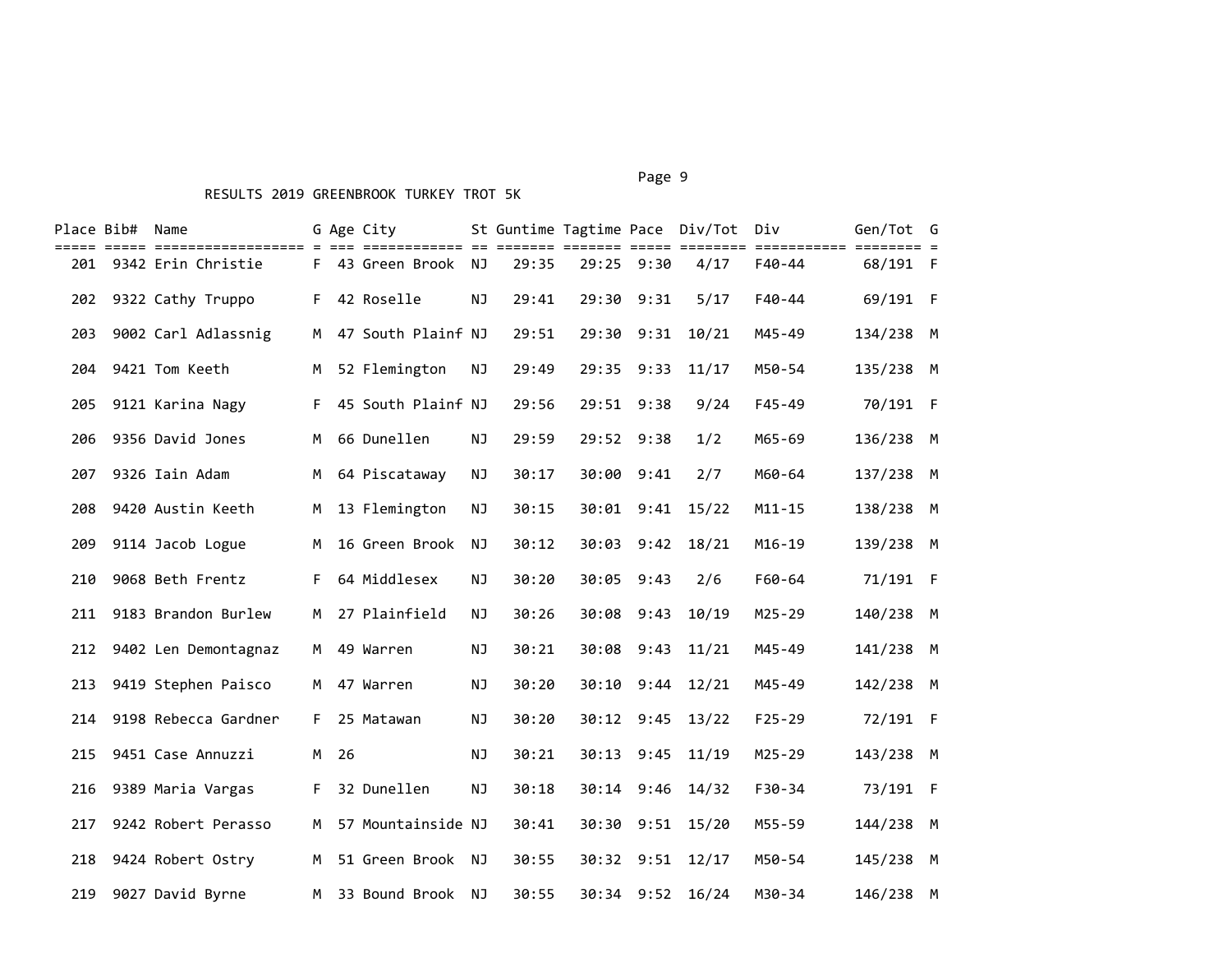RESULTS 2019 GREENBROOK TURKEY TROT 5K

| Place | Bib# | Name | G | Age | City | St | Guntime | Tagtime | Pace | Div/Tot | Div | Gen/Tot | G |
|---|---|---|---|---|---|---|---|---|---|---|---|---|---|
| 201 | 9342 | Erin Christie | F | 43 | Green Brook | NJ | 29:35 | 29:25 | 9:30 | 4/17 | F40-44 | 68/191 | F |
| 202 | 9322 | Cathy Truppo | F | 42 | Roselle | NJ | 29:41 | 29:30 | 9:31 | 5/17 | F40-44 | 69/191 | F |
| 203 | 9002 | Carl Adlassnig | M | 47 | South Plainf | NJ | 29:51 | 29:30 | 9:31 | 10/21 | M45-49 | 134/238 | M |
| 204 | 9421 | Tom Keeth | M | 52 | Flemington | NJ | 29:49 | 29:35 | 9:33 | 11/17 | M50-54 | 135/238 | M |
| 205 | 9121 | Karina Nagy | F | 45 | South Plainf | NJ | 29:56 | 29:51 | 9:38 | 9/24 | F45-49 | 70/191 | F |
| 206 | 9356 | David Jones | M | 66 | Dunellen | NJ | 29:59 | 29:52 | 9:38 | 1/2 | M65-69 | 136/238 | M |
| 207 | 9326 | Iain Adam | M | 64 | Piscataway | NJ | 30:17 | 30:00 | 9:41 | 2/7 | M60-64 | 137/238 | M |
| 208 | 9420 | Austin Keeth | M | 13 | Flemington | NJ | 30:15 | 30:01 | 9:41 | 15/22 | M11-15 | 138/238 | M |
| 209 | 9114 | Jacob Logue | M | 16 | Green Brook | NJ | 30:12 | 30:03 | 9:42 | 18/21 | M16-19 | 139/238 | M |
| 210 | 9068 | Beth Frentz | F | 64 | Middlesex | NJ | 30:20 | 30:05 | 9:43 | 2/6 | F60-64 | 71/191 | F |
| 211 | 9183 | Brandon Burlew | M | 27 | Plainfield | NJ | 30:26 | 30:08 | 9:43 | 10/19 | M25-29 | 140/238 | M |
| 212 | 9402 | Len Demontagnaz | M | 49 | Warren | NJ | 30:21 | 30:08 | 9:43 | 11/21 | M45-49 | 141/238 | M |
| 213 | 9419 | Stephen Paisco | M | 47 | Warren | NJ | 30:20 | 30:10 | 9:44 | 12/21 | M45-49 | 142/238 | M |
| 214 | 9198 | Rebecca Gardner | F | 25 | Matawan | NJ | 30:20 | 30:12 | 9:45 | 13/22 | F25-29 | 72/191 | F |
| 215 | 9451 | Case Annuzzi | M | 26 | | NJ | 30:21 | 30:13 | 9:45 | 11/19 | M25-29 | 143/238 | M |
| 216 | 9389 | Maria Vargas | F | 32 | Dunellen | NJ | 30:18 | 30:14 | 9:46 | 14/32 | F30-34 | 73/191 | F |
| 217 | 9242 | Robert Perasso | M | 57 | Mountainside | NJ | 30:41 | 30:30 | 9:51 | 15/20 | M55-59 | 144/238 | M |
| 218 | 9424 | Robert Ostry | M | 51 | Green Brook | NJ | 30:55 | 30:32 | 9:51 | 12/17 | M50-54 | 145/238 | M |
| 219 | 9027 | David Byrne | M | 33 | Bound Brook | NJ | 30:55 | 30:34 | 9:52 | 16/24 | M30-34 | 146/238 | M |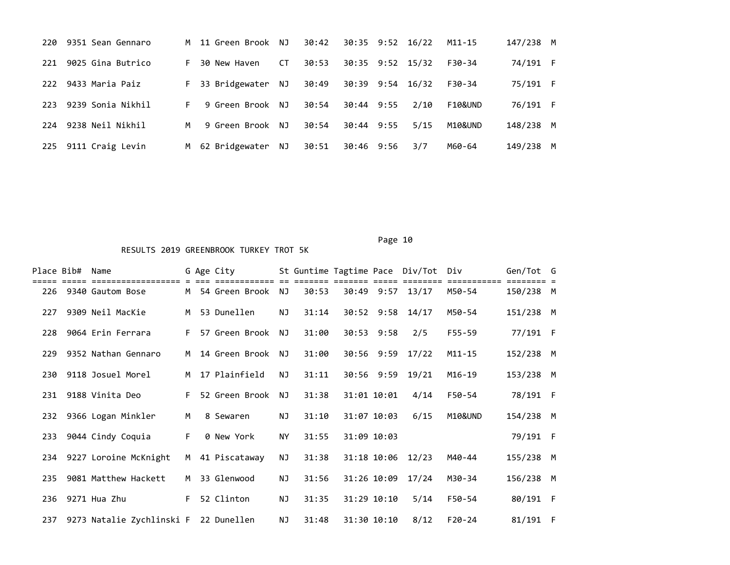| Place | Bib# | Name | G | Age | City | St | Guntime | Tagtime | Pace | Div/Tot | Div | Gen/Tot | G |
|---|---|---|---|---|---|---|---|---|---|---|---|---|---|
| 220 | 9351 | Sean Gennaro | M | 11 | Green Brook | NJ | 30:42 | 30:35 | 9:52 | 16/22 | M11-15 | 147/238 | M |
| 221 | 9025 | Gina Butrico | F | 30 | New Haven | CT | 30:53 | 30:35 | 9:52 | 15/32 | F30-34 | 74/191 | F |
| 222 | 9433 | Maria Paiz | F | 33 | Bridgewater | NJ | 30:49 | 30:39 | 9:54 | 16/32 | F30-34 | 75/191 | F |
| 223 | 9239 | Sonia Nikhil | F | 9 | Green Brook | NJ | 30:54 | 30:44 | 9:55 | 2/10 | F10&UND | 76/191 | F |
| 224 | 9238 | Neil Nikhil | M | 9 | Green Brook | NJ | 30:54 | 30:44 | 9:55 | 5/15 | M10&UND | 148/238 | M |
| 225 | 9111 | Craig Levin | M | 62 | Bridgewater | NJ | 30:51 | 30:46 | 9:56 | 3/7 | M60-64 | 149/238 | M |

RESULTS 2019 GREENBROOK TURKEY TROT 5K

| Place | Bib# | Name | G | Age | City | St | Guntime | Tagtime | Pace | Div/Tot | Div | Gen/Tot | G |
|---|---|---|---|---|---|---|---|---|---|---|---|---|---|
| 226 | 9340 | Gautom Bose | M | 54 | Green Brook | NJ | 30:53 | 30:49 | 9:57 | 13/17 | M50-54 | 150/238 | M |
| 227 | 9309 | Neil MacKie | M | 53 | Dunellen | NJ | 31:14 | 30:52 | 9:58 | 14/17 | M50-54 | 151/238 | M |
| 228 | 9064 | Erin Ferrara | F | 57 | Green Brook | NJ | 31:00 | 30:53 | 9:58 | 2/5 | F55-59 | 77/191 | F |
| 229 | 9352 | Nathan Gennaro | M | 14 | Green Brook | NJ | 31:00 | 30:56 | 9:59 | 17/22 | M11-15 | 152/238 | M |
| 230 | 9118 | Josuel Morel | M | 17 | Plainfield | NJ | 31:11 | 30:56 | 9:59 | 19/21 | M16-19 | 153/238 | M |
| 231 | 9188 | Vinita Deo | F | 52 | Green Brook | NJ | 31:38 | 31:01 | 10:01 | 4/14 | F50-54 | 78/191 | F |
| 232 | 9366 | Logan Minkler | M | 8 | Sewaren | NJ | 31:10 | 31:07 | 10:03 | 6/15 | M10&UND | 154/238 | M |
| 233 | 9044 | Cindy Coquia | F | 0 | New York | NY | 31:55 | 31:09 | 10:03 | | | 79/191 | F |
| 234 | 9227 | Loroine McKnight | M | 41 | Piscataway | NJ | 31:38 | 31:18 | 10:06 | 12/23 | M40-44 | 155/238 | M |
| 235 | 9081 | Matthew Hackett | M | 33 | Glenwood | NJ | 31:56 | 31:26 | 10:09 | 17/24 | M30-34 | 156/238 | M |
| 236 | 9271 | Hua Zhu | F | 52 | Clinton | NJ | 31:35 | 31:29 | 10:10 | 5/14 | F50-54 | 80/191 | F |
| 237 | 9273 | Natalie Zychlinski | F | 22 | Dunellen | NJ | 31:48 | 31:30 | 10:10 | 8/12 | F20-24 | 81/191 | F |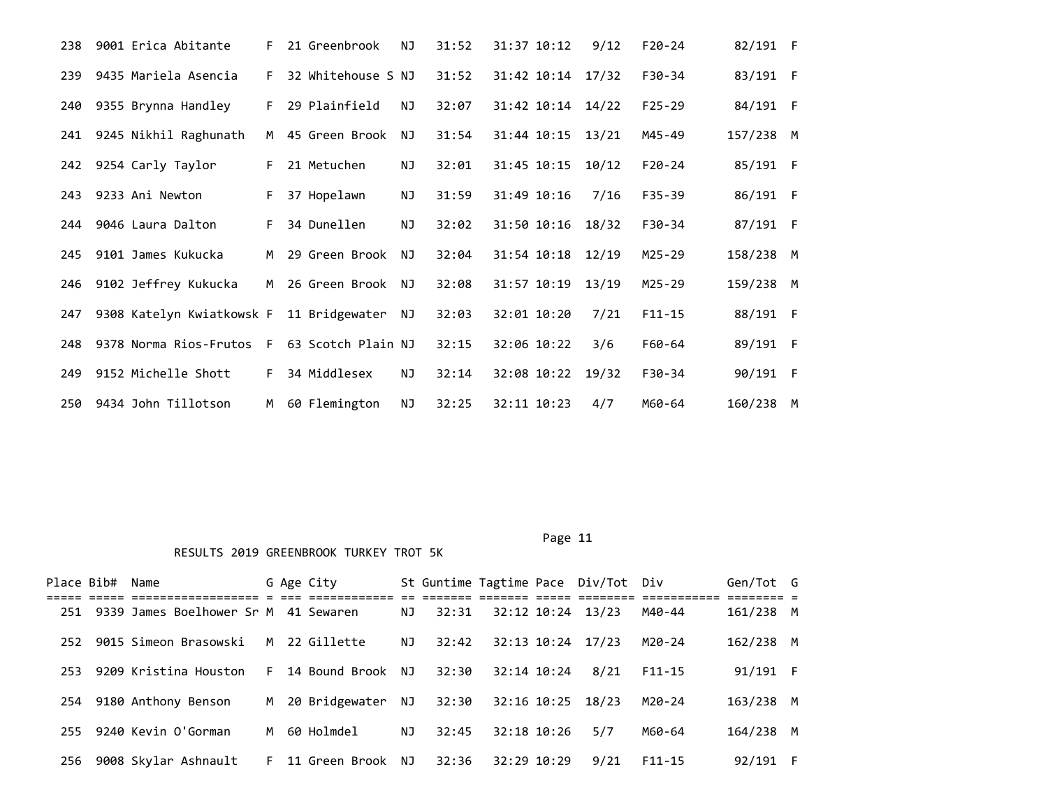| Place | Bib# | Name | G | Age | City | St | Guntime | Tagtime | Pace | Div/Tot | Div | Gen/Tot | G |
|---|---|---|---|---|---|---|---|---|---|---|---|---|---|
| 238 | 9001 | Erica Abitante | F | 21 | Greenbrook | NJ | 31:52 | 31:37 | 10:12 | 9/12 | F20-24 | 82/191 | F |
| 239 | 9435 | Mariela Asencia | F | 32 | Whitehouse S | NJ | 31:52 | 31:42 | 10:14 | 17/32 | F30-34 | 83/191 | F |
| 240 | 9355 | Brynna Handley | F | 29 | Plainfield | NJ | 32:07 | 31:42 | 10:14 | 14/22 | F25-29 | 84/191 | F |
| 241 | 9245 | Nikhil Raghunath | M | 45 | Green Brook | NJ | 31:54 | 31:44 | 10:15 | 13/21 | M45-49 | 157/238 | M |
| 242 | 9254 | Carly Taylor | F | 21 | Metuchen | NJ | 32:01 | 31:45 | 10:15 | 10/12 | F20-24 | 85/191 | F |
| 243 | 9233 | Ani Newton | F | 37 | Hopelawn | NJ | 31:59 | 31:49 | 10:16 | 7/16 | F35-39 | 86/191 | F |
| 244 | 9046 | Laura Dalton | F | 34 | Dunellen | NJ | 32:02 | 31:50 | 10:16 | 18/32 | F30-34 | 87/191 | F |
| 245 | 9101 | James Kukucka | M | 29 | Green Brook | NJ | 32:04 | 31:54 | 10:18 | 12/19 | M25-29 | 158/238 | M |
| 246 | 9102 | Jeffrey Kukucka | M | 26 | Green Brook | NJ | 32:08 | 31:57 | 10:19 | 13/19 | M25-29 | 159/238 | M |
| 247 | 9308 | Katelyn Kwiatkowsk | F | 11 | Bridgewater | NJ | 32:03 | 32:01 | 10:20 | 7/21 | F11-15 | 88/191 | F |
| 248 | 9378 | Norma Rios-Frutos | F | 63 | Scotch Plain | NJ | 32:15 | 32:06 | 10:22 | 3/6 | F60-64 | 89/191 | F |
| 249 | 9152 | Michelle Shott | F | 34 | Middlesex | NJ | 32:14 | 32:08 | 10:22 | 19/32 | F30-34 | 90/191 | F |
| 250 | 9434 | John Tillotson | M | 60 | Flemington | NJ | 32:25 | 32:11 | 10:23 | 4/7 | M60-64 | 160/238 | M |

RESULTS 2019 GREENBROOK TURKEY TROT 5K

| Place | Bib# | Name | G | Age | City | St | Guntime | Tagtime | Pace | Div/Tot | Div | Gen/Tot | G |
|---|---|---|---|---|---|---|---|---|---|---|---|---|---|
| 251 | 9339 | James Boelhower Sr | M | 41 | Sewaren | NJ | 32:31 | 32:12 | 10:24 | 13/23 | M40-44 | 161/238 | M |
| 252 | 9015 | Simeon Brasowski | M | 22 | Gillette | NJ | 32:42 | 32:13 | 10:24 | 17/23 | M20-24 | 162/238 | M |
| 253 | 9209 | Kristina Houston | F | 14 | Bound Brook | NJ | 32:30 | 32:14 | 10:24 | 8/21 | F11-15 | 91/191 | F |
| 254 | 9180 | Anthony Benson | M | 20 | Bridgewater | NJ | 32:30 | 32:16 | 10:25 | 18/23 | M20-24 | 163/238 | M |
| 255 | 9240 | Kevin O'Gorman | M | 60 | Holmdel | NJ | 32:45 | 32:18 | 10:26 | 5/7 | M60-64 | 164/238 | M |
| 256 | 9008 | Skylar Ashnault | F | 11 | Green Brook | NJ | 32:36 | 32:29 | 10:29 | 9/21 | F11-15 | 92/191 | F |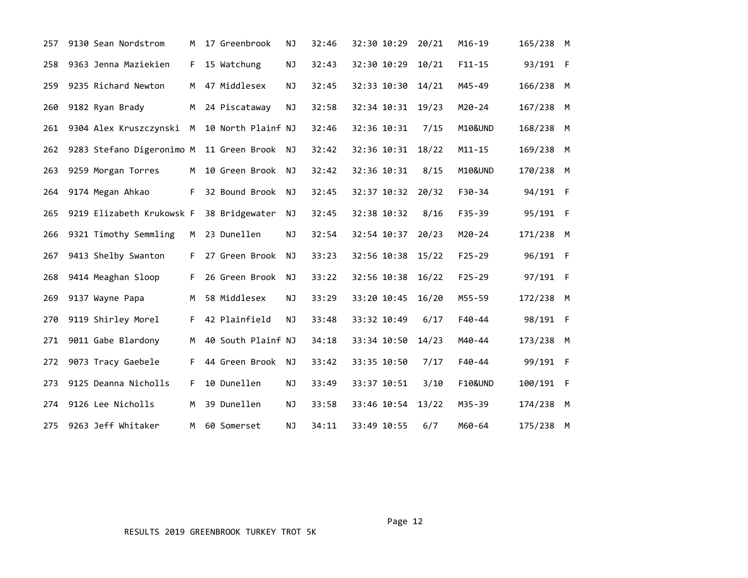| Place | Bib | Name | Sex | Age | City | St | Gun Time | Net Time | Pace | Div Place | Division | Sex Place | Sex |
|---|---|---|---|---|---|---|---|---|---|---|---|---|---|
| 257 | 9130 | Sean Nordstrom | M | 17 | Greenbrook | NJ | 32:46 | 32:30 | 10:29 | 20/21 | M16-19 | 165/238 | M |
| 258 | 9363 | Jenna Maziekien | F | 15 | Watchung | NJ | 32:43 | 32:30 | 10:29 | 10/21 | F11-15 | 93/191 | F |
| 259 | 9235 | Richard Newton | M | 47 | Middlesex | NJ | 32:45 | 32:33 | 10:30 | 14/21 | M45-49 | 166/238 | M |
| 260 | 9182 | Ryan Brady | M | 24 | Piscataway | NJ | 32:58 | 32:34 | 10:31 | 19/23 | M20-24 | 167/238 | M |
| 261 | 9304 | Alex Kruszczynski | M | 10 | North Plainf | NJ | 32:46 | 32:36 | 10:31 | 7/15 | M10&UND | 168/238 | M |
| 262 | 9283 | Stefano Digeronimo | M | 11 | Green Brook | NJ | 32:42 | 32:36 | 10:31 | 18/22 | M11-15 | 169/238 | M |
| 263 | 9259 | Morgan Torres | M | 10 | Green Brook | NJ | 32:42 | 32:36 | 10:31 | 8/15 | M10&UND | 170/238 | M |
| 264 | 9174 | Megan Ahkao | F | 32 | Bound Brook | NJ | 32:45 | 32:37 | 10:32 | 20/32 | F30-34 | 94/191 | F |
| 265 | 9219 | Elizabeth Krukowsk | F | 38 | Bridgewater | NJ | 32:45 | 32:38 | 10:32 | 8/16 | F35-39 | 95/191 | F |
| 266 | 9321 | Timothy Semmling | M | 23 | Dunellen | NJ | 32:54 | 32:54 | 10:37 | 20/23 | M20-24 | 171/238 | M |
| 267 | 9413 | Shelby Swanton | F | 27 | Green Brook | NJ | 33:23 | 32:56 | 10:38 | 15/22 | F25-29 | 96/191 | F |
| 268 | 9414 | Meaghan Sloop | F | 26 | Green Brook | NJ | 33:22 | 32:56 | 10:38 | 16/22 | F25-29 | 97/191 | F |
| 269 | 9137 | Wayne Papa | M | 58 | Middlesex | NJ | 33:29 | 33:20 | 10:45 | 16/20 | M55-59 | 172/238 | M |
| 270 | 9119 | Shirley Morel | F | 42 | Plainfield | NJ | 33:48 | 33:32 | 10:49 | 6/17 | F40-44 | 98/191 | F |
| 271 | 9011 | Gabe Blardony | M | 40 | South Plainf | NJ | 34:18 | 33:34 | 10:50 | 14/23 | M40-44 | 173/238 | M |
| 272 | 9073 | Tracy Gaebele | F | 44 | Green Brook | NJ | 33:42 | 33:35 | 10:50 | 7/17 | F40-44 | 99/191 | F |
| 273 | 9125 | Deanna Nicholls | F | 10 | Dunellen | NJ | 33:49 | 33:37 | 10:51 | 3/10 | F10&UND | 100/191 | F |
| 274 | 9126 | Lee Nicholls | M | 39 | Dunellen | NJ | 33:58 | 33:46 | 10:54 | 13/22 | M35-39 | 174/238 | M |
| 275 | 9263 | Jeff Whitaker | M | 60 | Somerset | NJ | 34:11 | 33:49 | 10:55 | 6/7 | M60-64 | 175/238 | M |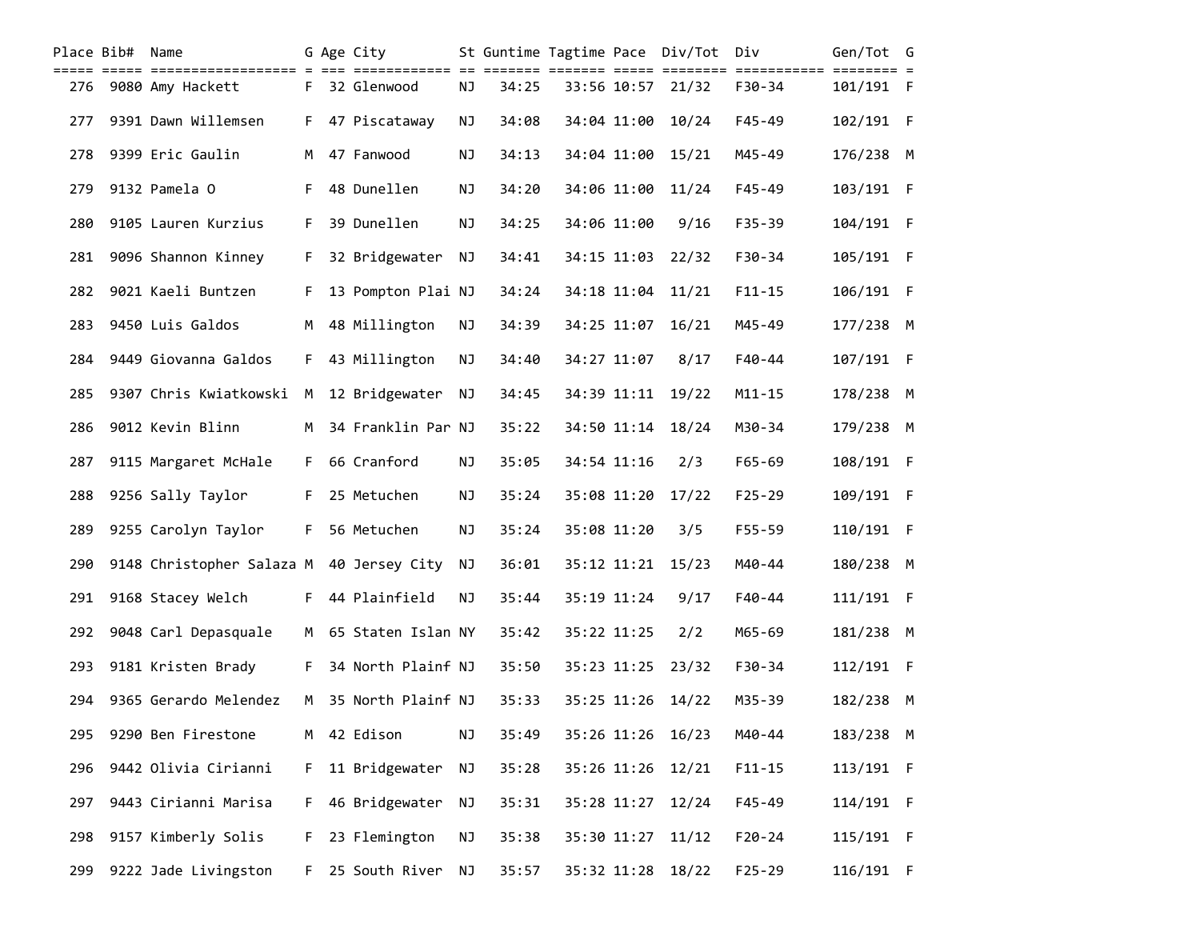| Place | Bib# | Name | G | Age | City | St | Guntime | Tagtime | Pace | Div/Tot | Div | Gen/Tot | G |
|---|---|---|---|---|---|---|---|---|---|---|---|---|---|
| 276 | 9080 | Amy Hackett | F | 32 | Glenwood | NJ | 34:25 | 33:56 | 10:57 | 21/32 | F30-34 | 101/191 | F |
| 277 | 9391 | Dawn Willemsen | F | 47 | Piscataway | NJ | 34:08 | 34:04 | 11:00 | 10/24 | F45-49 | 102/191 | F |
| 278 | 9399 | Eric Gaulin | M | 47 | Fanwood | NJ | 34:13 | 34:04 | 11:00 | 15/21 | M45-49 | 176/238 | M |
| 279 | 9132 | Pamela O | F | 48 | Dunellen | NJ | 34:20 | 34:06 | 11:00 | 11/24 | F45-49 | 103/191 | F |
| 280 | 9105 | Lauren Kurzius | F | 39 | Dunellen | NJ | 34:25 | 34:06 | 11:00 | 9/16 | F35-39 | 104/191 | F |
| 281 | 9096 | Shannon Kinney | F | 32 | Bridgewater | NJ | 34:41 | 34:15 | 11:03 | 22/32 | F30-34 | 105/191 | F |
| 282 | 9021 | Kaeli Buntzen | F | 13 | Pompton Plai | NJ | 34:24 | 34:18 | 11:04 | 11/21 | F11-15 | 106/191 | F |
| 283 | 9450 | Luis Galdos | M | 48 | Millington | NJ | 34:39 | 34:25 | 11:07 | 16/21 | M45-49 | 177/238 | M |
| 284 | 9449 | Giovanna Galdos | F | 43 | Millington | NJ | 34:40 | 34:27 | 11:07 | 8/17 | F40-44 | 107/191 | F |
| 285 | 9307 | Chris Kwiatkowski | M | 12 | Bridgewater | NJ | 34:45 | 34:39 | 11:11 | 19/22 | M11-15 | 178/238 | M |
| 286 | 9012 | Kevin Blinn | M | 34 | Franklin Par | NJ | 35:22 | 34:50 | 11:14 | 18/24 | M30-34 | 179/238 | M |
| 287 | 9115 | Margaret McHale | F | 66 | Cranford | NJ | 35:05 | 34:54 | 11:16 | 2/3 | F65-69 | 108/191 | F |
| 288 | 9256 | Sally Taylor | F | 25 | Metuchen | NJ | 35:24 | 35:08 | 11:20 | 17/22 | F25-29 | 109/191 | F |
| 289 | 9255 | Carolyn Taylor | F | 56 | Metuchen | NJ | 35:24 | 35:08 | 11:20 | 3/5 | F55-59 | 110/191 | F |
| 290 | 9148 | Christopher Salaza | M | 40 | Jersey City | NJ | 36:01 | 35:12 | 11:21 | 15/23 | M40-44 | 180/238 | M |
| 291 | 9168 | Stacey Welch | F | 44 | Plainfield | NJ | 35:44 | 35:19 | 11:24 | 9/17 | F40-44 | 111/191 | F |
| 292 | 9048 | Carl Depasquale | M | 65 | Staten Islan | NY | 35:42 | 35:22 | 11:25 | 2/2 | M65-69 | 181/238 | M |
| 293 | 9181 | Kristen Brady | F | 34 | North Plainf | NJ | 35:50 | 35:23 | 11:25 | 23/32 | F30-34 | 112/191 | F |
| 294 | 9365 | Gerardo Melendez | M | 35 | North Plainf | NJ | 35:33 | 35:25 | 11:26 | 14/22 | M35-39 | 182/238 | M |
| 295 | 9290 | Ben Firestone | M | 42 | Edison | NJ | 35:49 | 35:26 | 11:26 | 16/23 | M40-44 | 183/238 | M |
| 296 | 9442 | Olivia Cirianni | F | 11 | Bridgewater | NJ | 35:28 | 35:26 | 11:26 | 12/21 | F11-15 | 113/191 | F |
| 297 | 9443 | Cirianni Marisa | F | 46 | Bridgewater | NJ | 35:31 | 35:28 | 11:27 | 12/24 | F45-49 | 114/191 | F |
| 298 | 9157 | Kimberly Solis | F | 23 | Flemington | NJ | 35:38 | 35:30 | 11:27 | 11/12 | F20-24 | 115/191 | F |
| 299 | 9222 | Jade Livingston | F | 25 | South River | NJ | 35:57 | 35:32 | 11:28 | 18/22 | F25-29 | 116/191 | F |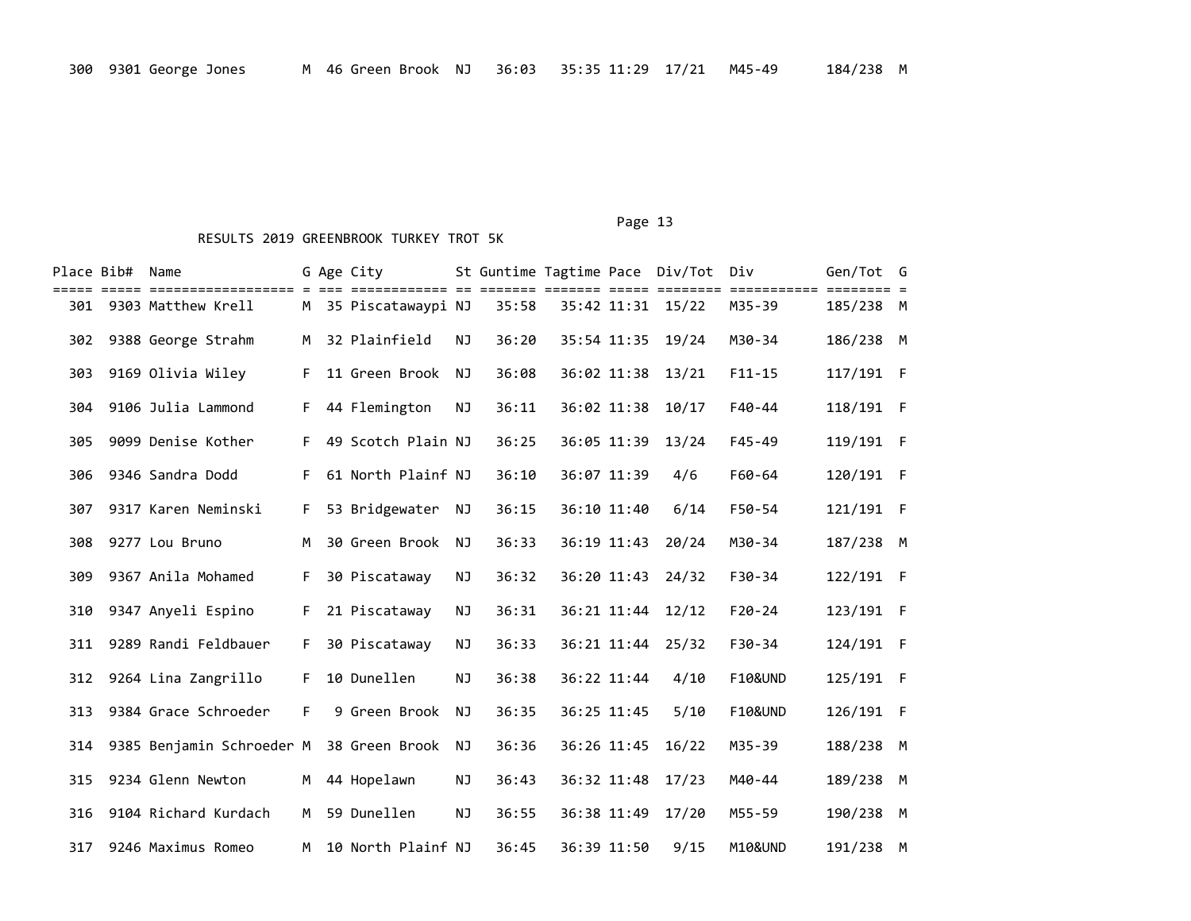| Place | Bib# | Name | G | Age | City | St | Guntime | Tagtime | Pace | Div/Tot | Div | Gen/Tot | G |
|---|---|---|---|---|---|---|---|---|---|---|---|---|---|
| 300 | 9301 | George Jones | M | 46 | Green Brook | NJ | 36:03 | 35:35 | 11:29 | 17/21 | M45-49 | 184/238 | M |

RESULTS 2019 GREENBROOK TURKEY TROT 5K

| Place | Bib# | Name | G | Age | City | St | Guntime | Tagtime | Pace | Div/Tot | Div | Gen/Tot | G |
|---|---|---|---|---|---|---|---|---|---|---|---|---|---|
| 301 | 9303 | Matthew Krell | M | 35 | Piscatawaypi | NJ | 35:58 | 35:42 | 11:31 | 15/22 | M35-39 | 185/238 | M |
| 302 | 9388 | George Strahm | M | 32 | Plainfield | NJ | 36:20 | 35:54 | 11:35 | 19/24 | M30-34 | 186/238 | M |
| 303 | 9169 | Olivia Wiley | F | 11 | Green Brook | NJ | 36:08 | 36:02 | 11:38 | 13/21 | F11-15 | 117/191 | F |
| 304 | 9106 | Julia Lammond | F | 44 | Flemington | NJ | 36:11 | 36:02 | 11:38 | 10/17 | F40-44 | 118/191 | F |
| 305 | 9099 | Denise Kother | F | 49 | Scotch Plain | NJ | 36:25 | 36:05 | 11:39 | 13/24 | F45-49 | 119/191 | F |
| 306 | 9346 | Sandra Dodd | F | 61 | North Plainf | NJ | 36:10 | 36:07 | 11:39 | 4/6 | F60-64 | 120/191 | F |
| 307 | 9317 | Karen Neminski | F | 53 | Bridgewater | NJ | 36:15 | 36:10 | 11:40 | 6/14 | F50-54 | 121/191 | F |
| 308 | 9277 | Lou Bruno | M | 30 | Green Brook | NJ | 36:33 | 36:19 | 11:43 | 20/24 | M30-34 | 187/238 | M |
| 309 | 9367 | Anila Mohamed | F | 30 | Piscataway | NJ | 36:32 | 36:20 | 11:43 | 24/32 | F30-34 | 122/191 | F |
| 310 | 9347 | Anyeli Espino | F | 21 | Piscataway | NJ | 36:31 | 36:21 | 11:44 | 12/12 | F20-24 | 123/191 | F |
| 311 | 9289 | Randi Feldbauer | F | 30 | Piscataway | NJ | 36:33 | 36:21 | 11:44 | 25/32 | F30-34 | 124/191 | F |
| 312 | 9264 | Lina Zangrillo | F | 10 | Dunellen | NJ | 36:38 | 36:22 | 11:44 | 4/10 | F10&UND | 125/191 | F |
| 313 | 9384 | Grace Schroeder | F | 9 | Green Brook | NJ | 36:35 | 36:25 | 11:45 | 5/10 | F10&UND | 126/191 | F |
| 314 | 9385 | Benjamin Schroeder | M | 38 | Green Brook | NJ | 36:36 | 36:26 | 11:45 | 16/22 | M35-39 | 188/238 | M |
| 315 | 9234 | Glenn Newton | M | 44 | Hopelawn | NJ | 36:43 | 36:32 | 11:48 | 17/23 | M40-44 | 189/238 | M |
| 316 | 9104 | Richard Kurdach | M | 59 | Dunellen | NJ | 36:55 | 36:38 | 11:49 | 17/20 | M55-59 | 190/238 | M |
| 317 | 9246 | Maximus Romeo | M | 10 | North Plainf | NJ | 36:45 | 36:39 | 11:50 | 9/15 | M10&UND | 191/238 | M |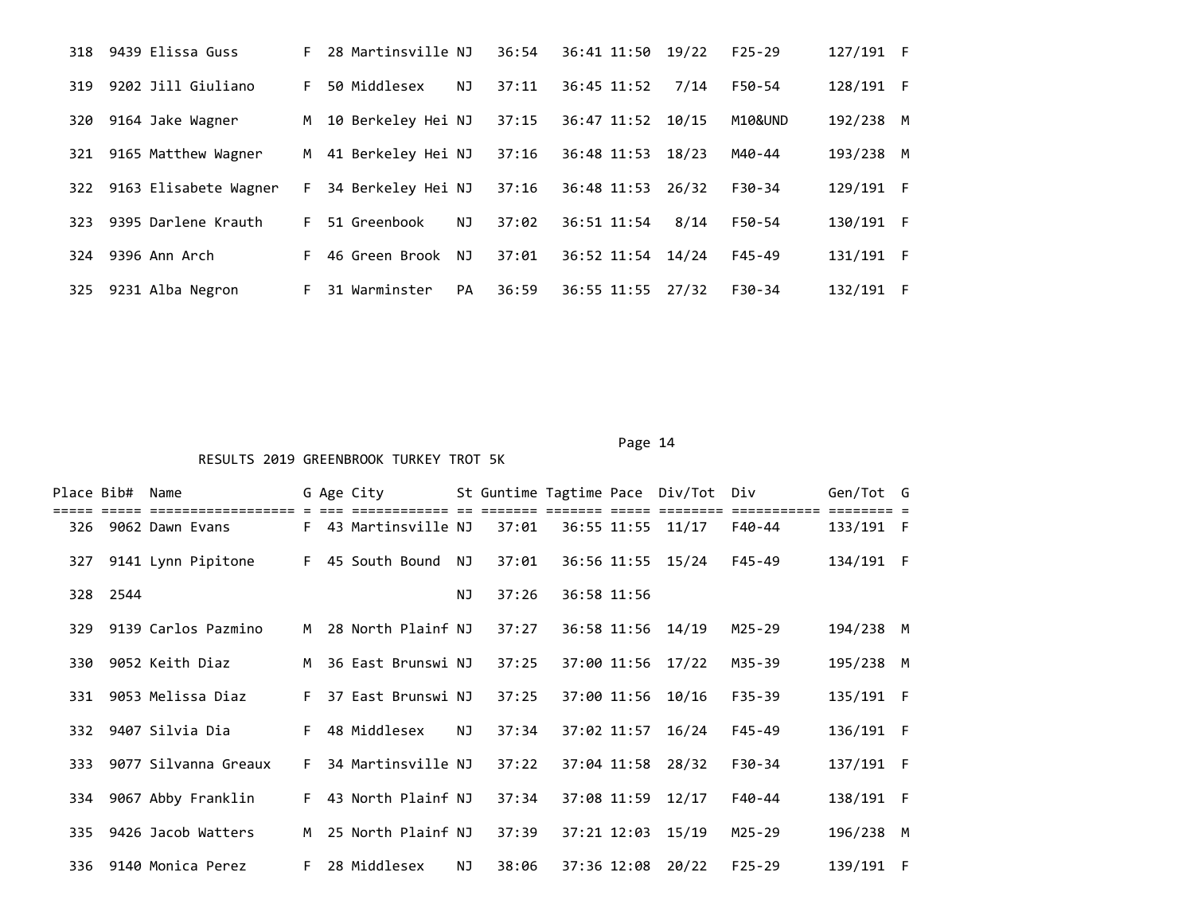| Place | Bib# | Name | G | Age | City | St | Guntime | Tagtime | Pace | Div/Tot | Div | Gen/Tot | G |
|---|---|---|---|---|---|---|---|---|---|---|---|---|---|
| 318 | 9439 | Elissa Guss | F | 28 | Martinsville | NJ | 36:54 | 36:41 | 11:50 | 19/22 | F25-29 | 127/191 | F |
| 319 | 9202 | Jill Giuliano | F | 50 | Middlesex | NJ | 37:11 | 36:45 | 11:52 | 7/14 | F50-54 | 128/191 | F |
| 320 | 9164 | Jake Wagner | M | 10 | Berkeley Hei | NJ | 37:15 | 36:47 | 11:52 | 10/15 | M10&UND | 192/238 | M |
| 321 | 9165 | Matthew Wagner | M | 41 | Berkeley Hei | NJ | 37:16 | 36:48 | 11:53 | 18/23 | M40-44 | 193/238 | M |
| 322 | 9163 | Elisabete Wagner | F | 34 | Berkeley Hei | NJ | 37:16 | 36:48 | 11:53 | 26/32 | F30-34 | 129/191 | F |
| 323 | 9395 | Darlene Krauth | F | 51 | Greenbook | NJ | 37:02 | 36:51 | 11:54 | 8/14 | F50-54 | 130/191 | F |
| 324 | 9396 | Ann Arch | F | 46 | Green Brook | NJ | 37:01 | 36:52 | 11:54 | 14/24 | F45-49 | 131/191 | F |
| 325 | 9231 | Alba Negron | F | 31 | Warminster | PA | 36:59 | 36:55 | 11:55 | 27/32 | F30-34 | 132/191 | F |

RESULTS 2019 GREENBROOK TURKEY TROT 5K

| Place | Bib# | Name | G | Age | City | St | Guntime | Tagtime | Pace | Div/Tot | Div | Gen/Tot | G |
|---|---|---|---|---|---|---|---|---|---|---|---|---|---|
| 326 | 9062 | Dawn Evans | F | 43 | Martinsville | NJ | 37:01 | 36:55 | 11:55 | 11/17 | F40-44 | 133/191 | F |
| 327 | 9141 | Lynn Pipitone | F | 45 | South Bound | NJ | 37:01 | 36:56 | 11:55 | 15/24 | F45-49 | 134/191 | F |
| 328 | 2544 | | | | | NJ | 37:26 | 36:58 | 11:56 | | | | |
| 329 | 9139 | Carlos Pazmino | M | 28 | North Plainf | NJ | 37:27 | 36:58 | 11:56 | 14/19 | M25-29 | 194/238 | M |
| 330 | 9052 | Keith Diaz | M | 36 | East Brunswi | NJ | 37:25 | 37:00 | 11:56 | 17/22 | M35-39 | 195/238 | M |
| 331 | 9053 | Melissa Diaz | F | 37 | East Brunswi | NJ | 37:25 | 37:00 | 11:56 | 10/16 | F35-39 | 135/191 | F |
| 332 | 9407 | Silvia Dia | F | 48 | Middlesex | NJ | 37:34 | 37:02 | 11:57 | 16/24 | F45-49 | 136/191 | F |
| 333 | 9077 | Silvanna Greaux | F | 34 | Martinsville | NJ | 37:22 | 37:04 | 11:58 | 28/32 | F30-34 | 137/191 | F |
| 334 | 9067 | Abby Franklin | F | 43 | North Plainf | NJ | 37:34 | 37:08 | 11:59 | 12/17 | F40-44 | 138/191 | F |
| 335 | 9426 | Jacob Watters | M | 25 | North Plainf | NJ | 37:39 | 37:21 | 12:03 | 15/19 | M25-29 | 196/238 | M |
| 336 | 9140 | Monica Perez | F | 28 | Middlesex | NJ | 38:06 | 37:36 | 12:08 | 20/22 | F25-29 | 139/191 | F |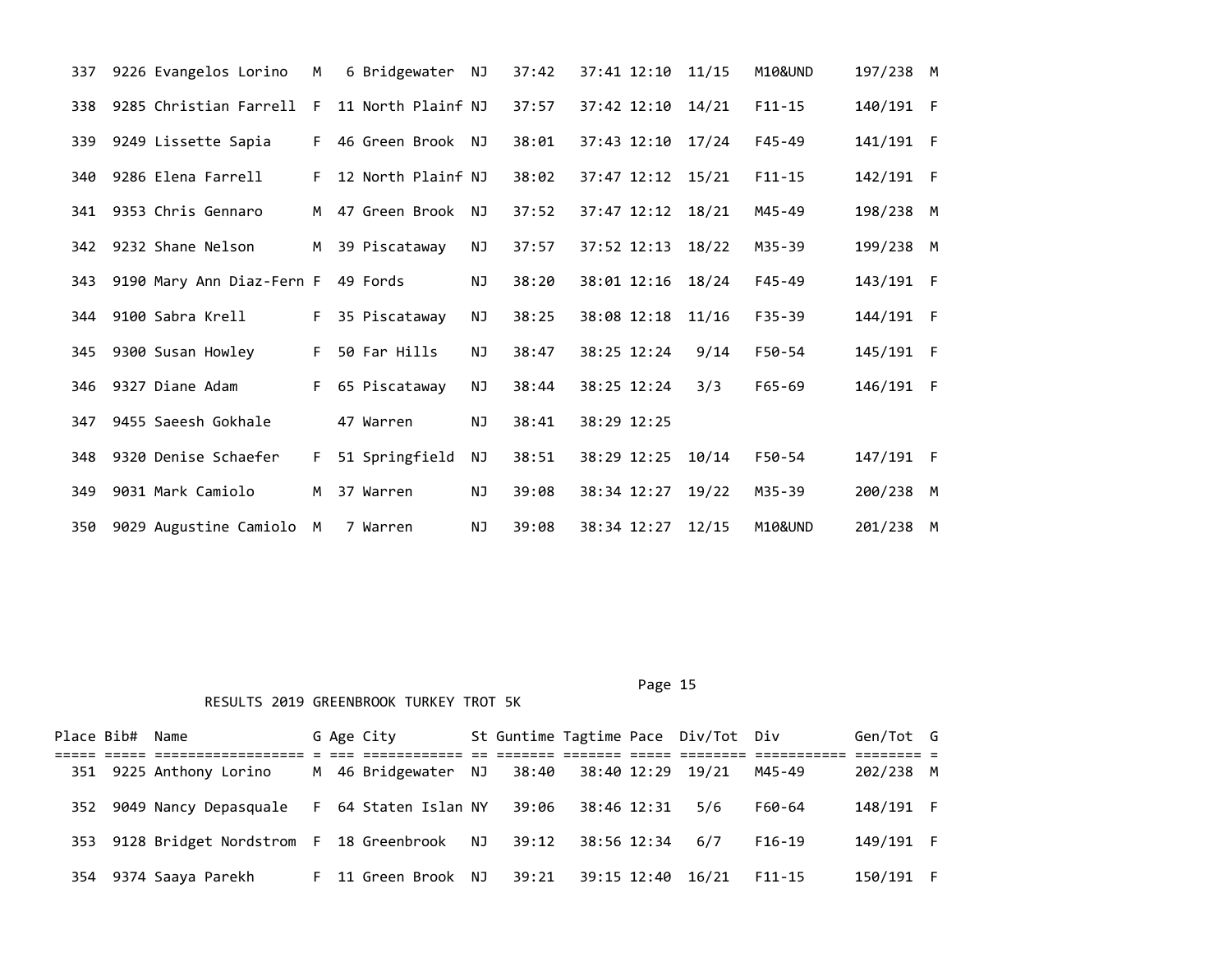| Place | Bib# | Name | G | Age | City | St | Guntime | Tagtime | Pace | Div/Tot | Div | Gen/Tot | G |
|---|---|---|---|---|---|---|---|---|---|---|---|---|---|
| 337 | 9226 | Evangelos Lorino | M | 6 | Bridgewater | NJ | 37:42 | 37:41 | 12:10 | 11/15 | M10&UND | 197/238 | M |
| 338 | 9285 | Christian Farrell | F | 11 | North Plainf | NJ | 37:57 | 37:42 | 12:10 | 14/21 | F11-15 | 140/191 | F |
| 339 | 9249 | Lissette Sapia | F | 46 | Green Brook | NJ | 38:01 | 37:43 | 12:10 | 17/24 | F45-49 | 141/191 | F |
| 340 | 9286 | Elena Farrell | F | 12 | North Plainf | NJ | 38:02 | 37:47 | 12:12 | 15/21 | F11-15 | 142/191 | F |
| 341 | 9353 | Chris Gennaro | M | 47 | Green Brook | NJ | 37:52 | 37:47 | 12:12 | 18/21 | M45-49 | 198/238 | M |
| 342 | 9232 | Shane Nelson | M | 39 | Piscataway | NJ | 37:57 | 37:52 | 12:13 | 18/22 | M35-39 | 199/238 | M |
| 343 | 9190 | Mary Ann Diaz-Fern | F | 49 | Fords | NJ | 38:20 | 38:01 | 12:16 | 18/24 | F45-49 | 143/191 | F |
| 344 | 9100 | Sabra Krell | F | 35 | Piscataway | NJ | 38:25 | 38:08 | 12:18 | 11/16 | F35-39 | 144/191 | F |
| 345 | 9300 | Susan Howley | F | 50 | Far Hills | NJ | 38:47 | 38:25 | 12:24 | 9/14 | F50-54 | 145/191 | F |
| 346 | 9327 | Diane Adam | F | 65 | Piscataway | NJ | 38:44 | 38:25 | 12:24 | 3/3 | F65-69 | 146/191 | F |
| 347 | 9455 | Saeesh Gokhale | | 47 | Warren | NJ | 38:41 | 38:29 | 12:25 | | | | |
| 348 | 9320 | Denise Schaefer | F | 51 | Springfield | NJ | 38:51 | 38:29 | 12:25 | 10/14 | F50-54 | 147/191 | F |
| 349 | 9031 | Mark Camiolo | M | 37 | Warren | NJ | 39:08 | 38:34 | 12:27 | 19/22 | M35-39 | 200/238 | M |
| 350 | 9029 | Augustine Camiolo | M | 7 | Warren | NJ | 39:08 | 38:34 | 12:27 | 12/15 | M10&UND | 201/238 | M |

RESULTS 2019 GREENBROOK TURKEY TROT 5K

| Place | Bib# | Name | G | Age | City | St | Guntime | Tagtime | Pace | Div/Tot | Div | Gen/Tot | G |
|---|---|---|---|---|---|---|---|---|---|---|---|---|---|
| 351 | 9225 | Anthony Lorino | M | 46 | Bridgewater | NJ | 38:40 | 38:40 | 12:29 | 19/21 | M45-49 | 202/238 | M |
| 352 | 9049 | Nancy Depasquale | F | 64 | Staten Islan | NY | 39:06 | 38:46 | 12:31 | 5/6 | F60-64 | 148/191 | F |
| 353 | 9128 | Bridget Nordstrom | F | 18 | Greenbrook | NJ | 39:12 | 38:56 | 12:34 | 6/7 | F16-19 | 149/191 | F |
| 354 | 9374 | Saaya Parekh | F | 11 | Green Brook | NJ | 39:21 | 39:15 | 12:40 | 16/21 | F11-15 | 150/191 | F |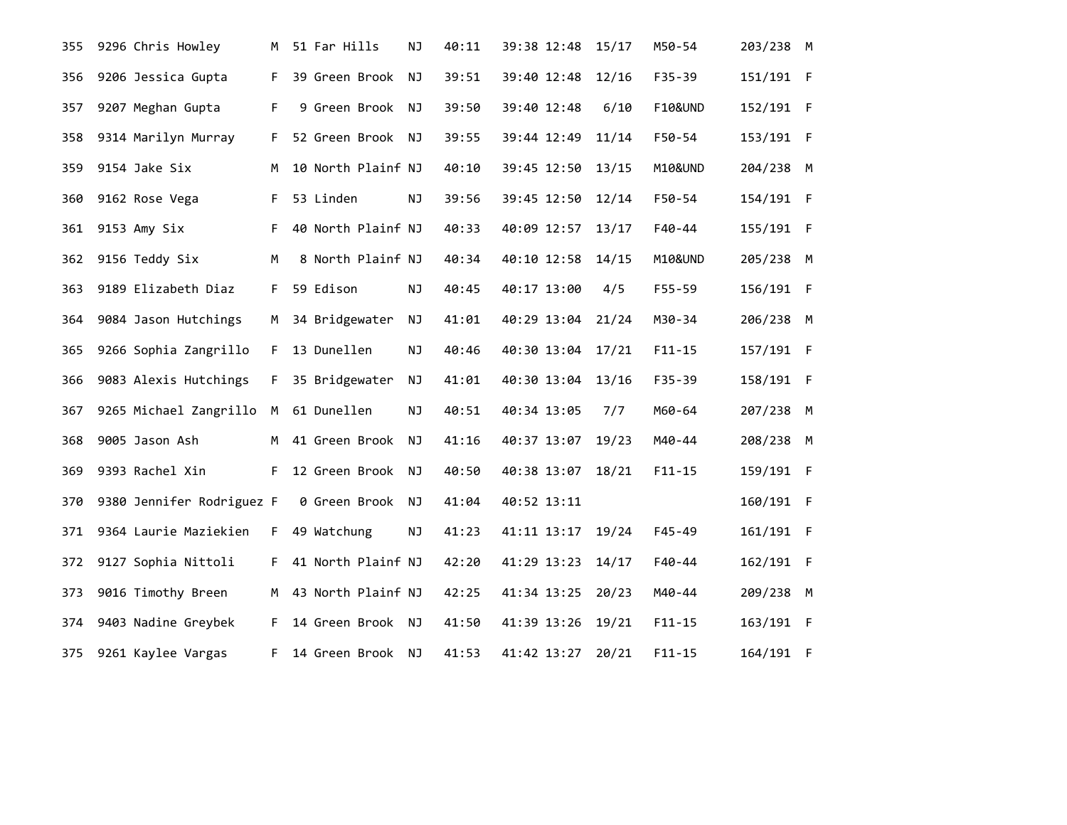```
355  9296 Chris Howley       M  51 Far Hills    NJ   40:11   39:38 12:48  15/17   M50-54      203/238  M
356  9206 Jessica Gupta      F  39 Green Brook  NJ   39:51   39:40 12:48  12/16   F35-39      151/191  F
357  9207 Meghan Gupta       F   9 Green Brook  NJ   39:50   39:40 12:48   6/10   F10&UND     152/191  F
358  9314 Marilyn Murray     F  52 Green Brook  NJ   39:55   39:44 12:49  11/14   F50-54      153/191  F
359  9154 Jake Six           M  10 North Plainf NJ   40:10   39:45 12:50  13/15   M10&UND     204/238  M
360  9162 Rose Vega          F  53 Linden       NJ   39:56   39:45 12:50  12/14   F50-54      154/191  F
361  9153 Amy Six            F  40 North Plainf NJ   40:33   40:09 12:57  13/17   F40-44      155/191  F
362  9156 Teddy Six          M   8 North Plainf NJ   40:34   40:10 12:58  14/15   M10&UND     205/238  M
363  9189 Elizabeth Diaz     F  59 Edison       NJ   40:45   40:17 13:00   4/5    F55-59      156/191  F
364  9084 Jason Hutchings    M  34 Bridgewater  NJ   41:01   40:29 13:04  21/24   M30-34      206/238  M
365  9266 Sophia Zangrillo   F  13 Dunellen     NJ   40:46   40:30 13:04  17/21   F11-15      157/191  F
366  9083 Alexis Hutchings   F  35 Bridgewater  NJ   41:01   40:30 13:04  13/16   F35-39      158/191  F
367  9265 Michael Zangrillo  M  61 Dunellen     NJ   40:51   40:34 13:05   7/7    M60-64      207/238  M
368  9005 Jason Ash          M  41 Green Brook  NJ   41:16   40:37 13:07  19/23   M40-44      208/238  M
369  9393 Rachel Xin         F  12 Green Brook  NJ   40:50   40:38 13:07  18/21   F11-15      159/191  F
370  9380 Jennifer Rodriguez F   0 Green Brook  NJ   41:04   40:52 13:11                      160/191  F
371  9364 Laurie Maziekien   F  49 Watchung     NJ   41:23   41:11 13:17  19/24   F45-49      161/191  F
372  9127 Sophia Nittoli     F  41 North Plainf NJ   42:20   41:29 13:23  14/17   F40-44      162/191  F
373  9016 Timothy Breen      M  43 North Plainf NJ   42:25   41:34 13:25  20/23   M40-44      209/238  M
374  9403 Nadine Greybek     F  14 Green Brook  NJ   41:50   41:39 13:26  19/21   F11-15      163/191  F
375  9261 Kaylee Vargas      F  14 Green Brook  NJ   41:53   41:42 13:27  20/21   F11-15      164/191  F
```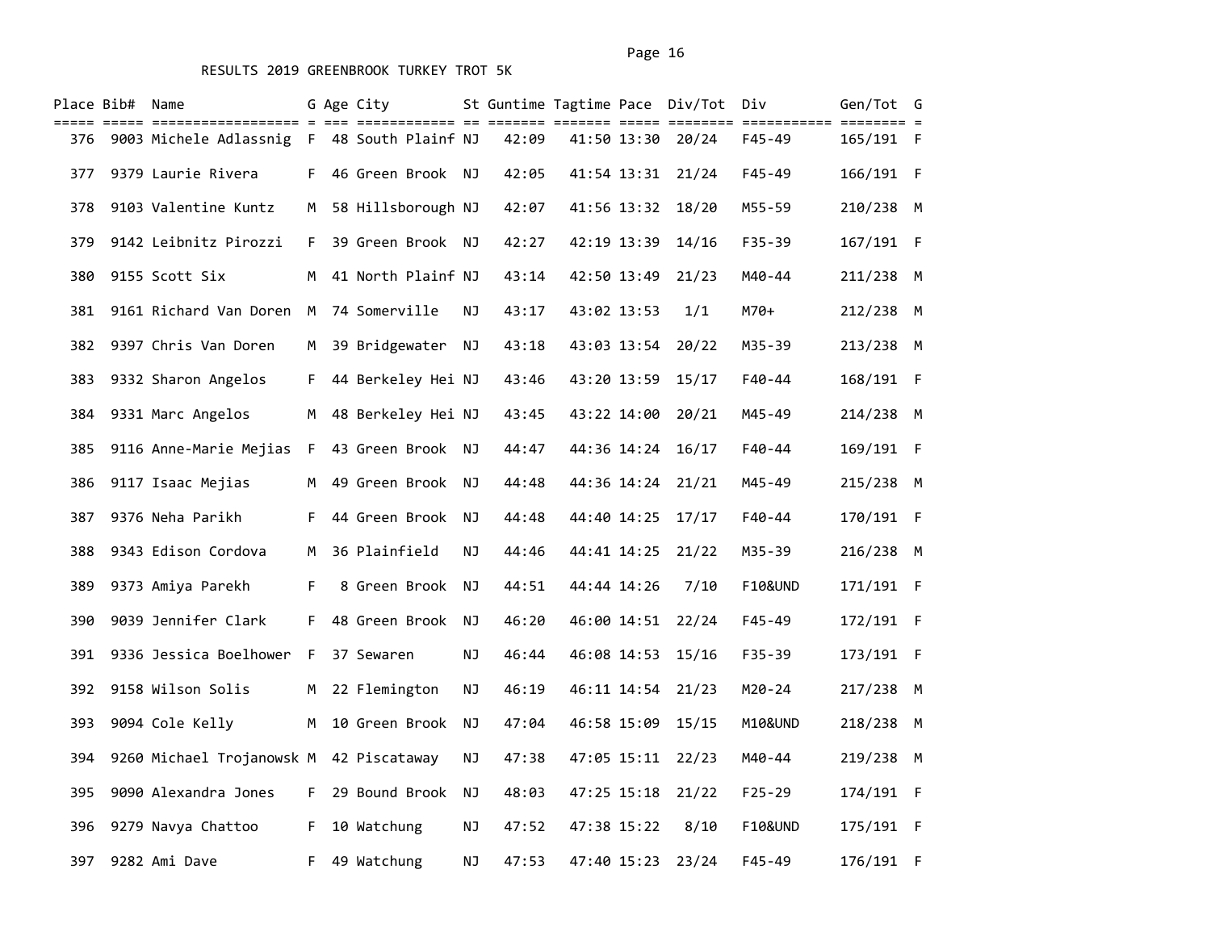RESULTS 2019 GREENBROOK TURKEY TROT 5K

| Place | Bib# | Name | G | Age | City | St | Guntime | Tagtime | Pace | Div/Tot | Div | Gen/Tot | G |
|---|---|---|---|---|---|---|---|---|---|---|---|---|---|
| 376 | 9003 | Michele Adlassnig | F | 48 | South Plainf | NJ | 42:09 | 41:50 | 13:30 | 20/24 | F45-49 | 165/191 | F |
| 377 | 9379 | Laurie Rivera | F | 46 | Green Brook | NJ | 42:05 | 41:54 | 13:31 | 21/24 | F45-49 | 166/191 | F |
| 378 | 9103 | Valentine Kuntz | M | 58 | Hillsborough | NJ | 42:07 | 41:56 | 13:32 | 18/20 | M55-59 | 210/238 | M |
| 379 | 9142 | Leibnitz Pirozzi | F | 39 | Green Brook | NJ | 42:27 | 42:19 | 13:39 | 14/16 | F35-39 | 167/191 | F |
| 380 | 9155 | Scott Six | M | 41 | North Plainf | NJ | 43:14 | 42:50 | 13:49 | 21/23 | M40-44 | 211/238 | M |
| 381 | 9161 | Richard Van Doren | M | 74 | Somerville | NJ | 43:17 | 43:02 | 13:53 | 1/1 | M70+ | 212/238 | M |
| 382 | 9397 | Chris Van Doren | M | 39 | Bridgewater | NJ | 43:18 | 43:03 | 13:54 | 20/22 | M35-39 | 213/238 | M |
| 383 | 9332 | Sharon Angelos | F | 44 | Berkeley Hei | NJ | 43:46 | 43:20 | 13:59 | 15/17 | F40-44 | 168/191 | F |
| 384 | 9331 | Marc Angelos | M | 48 | Berkeley Hei | NJ | 43:45 | 43:22 | 14:00 | 20/21 | M45-49 | 214/238 | M |
| 385 | 9116 | Anne-Marie Mejias | F | 43 | Green Brook | NJ | 44:47 | 44:36 | 14:24 | 16/17 | F40-44 | 169/191 | F |
| 386 | 9117 | Isaac Mejias | M | 49 | Green Brook | NJ | 44:48 | 44:36 | 14:24 | 21/21 | M45-49 | 215/238 | M |
| 387 | 9376 | Neha Parikh | F | 44 | Green Brook | NJ | 44:48 | 44:40 | 14:25 | 17/17 | F40-44 | 170/191 | F |
| 388 | 9343 | Edison Cordova | M | 36 | Plainfield | NJ | 44:46 | 44:41 | 14:25 | 21/22 | M35-39 | 216/238 | M |
| 389 | 9373 | Amiya Parekh | F | 8 | Green Brook | NJ | 44:51 | 44:44 | 14:26 | 7/10 | F10&UND | 171/191 | F |
| 390 | 9039 | Jennifer Clark | F | 48 | Green Brook | NJ | 46:20 | 46:00 | 14:51 | 22/24 | F45-49 | 172/191 | F |
| 391 | 9336 | Jessica Boelhower | F | 37 | Sewaren | NJ | 46:44 | 46:08 | 14:53 | 15/16 | F35-39 | 173/191 | F |
| 392 | 9158 | Wilson Solis | M | 22 | Flemington | NJ | 46:19 | 46:11 | 14:54 | 21/23 | M20-24 | 217/238 | M |
| 393 | 9094 | Cole Kelly | M | 10 | Green Brook | NJ | 47:04 | 46:58 | 15:09 | 15/15 | M10&UND | 218/238 | M |
| 394 | 9260 | Michael Trojanowsk | M | 42 | Piscataway | NJ | 47:38 | 47:05 | 15:11 | 22/23 | M40-44 | 219/238 | M |
| 395 | 9090 | Alexandra Jones | F | 29 | Bound Brook | NJ | 48:03 | 47:25 | 15:18 | 21/22 | F25-29 | 174/191 | F |
| 396 | 9279 | Navya Chattoo | F | 10 | Watchung | NJ | 47:52 | 47:38 | 15:22 | 8/10 | F10&UND | 175/191 | F |
| 397 | 9282 | Ami Dave | F | 49 | Watchung | NJ | 47:53 | 47:40 | 15:23 | 23/24 | F45-49 | 176/191 | F |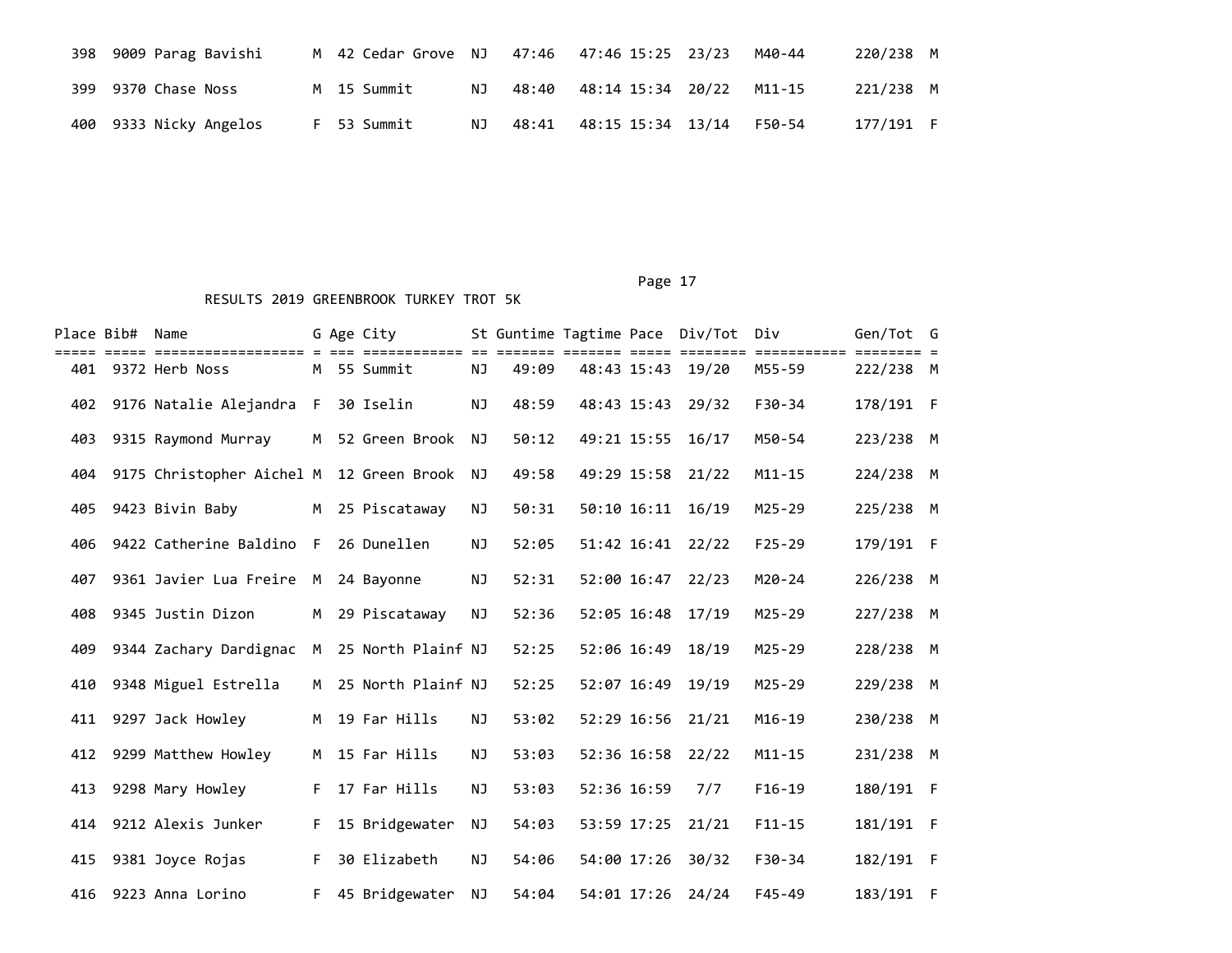| Place | Bib# | Name | G | Age | City | St | Guntime | Tagtime | Pace | Div/Tot | Div | Gen/Tot | G |
|---|---|---|---|---|---|---|---|---|---|---|---|---|---|
| 398 | 9009 | Parag Bavishi | M | 42 | Cedar Grove | NJ | 47:46 | 47:46 | 15:25 | 23/23 | M40-44 | 220/238 | M |
| 399 | 9370 | Chase Noss | M | 15 | Summit | NJ | 48:40 | 48:14 | 15:34 | 20/22 | M11-15 | 221/238 | M |
| 400 | 9333 | Nicky Angelos | F | 53 | Summit | NJ | 48:41 | 48:15 | 15:34 | 13/14 | F50-54 | 177/191 | F |

RESULTS 2019 GREENBROOK TURKEY TROT 5K

| Place | Bib# | Name | G | Age | City | St | Guntime | Tagtime | Pace | Div/Tot | Div | Gen/Tot | G |
|---|---|---|---|---|---|---|---|---|---|---|---|---|---|
| 401 | 9372 | Herb Noss | M | 55 | Summit | NJ | 49:09 | 48:43 | 15:43 | 19/20 | M55-59 | 222/238 | M |
| 402 | 9176 | Natalie Alejandra | F | 30 | Iselin | NJ | 48:59 | 48:43 | 15:43 | 29/32 | F30-34 | 178/191 | F |
| 403 | 9315 | Raymond Murray | M | 52 | Green Brook | NJ | 50:12 | 49:21 | 15:55 | 16/17 | M50-54 | 223/238 | M |
| 404 | 9175 | Christopher Aichel | M | 12 | Green Brook | NJ | 49:58 | 49:29 | 15:58 | 21/22 | M11-15 | 224/238 | M |
| 405 | 9423 | Bivin Baby | M | 25 | Piscataway | NJ | 50:31 | 50:10 | 16:11 | 16/19 | M25-29 | 225/238 | M |
| 406 | 9422 | Catherine Baldino | F | 26 | Dunellen | NJ | 52:05 | 51:42 | 16:41 | 22/22 | F25-29 | 179/191 | F |
| 407 | 9361 | Javier Lua Freire | M | 24 | Bayonne | NJ | 52:31 | 52:00 | 16:47 | 22/23 | M20-24 | 226/238 | M |
| 408 | 9345 | Justin Dizon | M | 29 | Piscataway | NJ | 52:36 | 52:05 | 16:48 | 17/19 | M25-29 | 227/238 | M |
| 409 | 9344 | Zachary Dardignac | M | 25 | North Plainf | NJ | 52:25 | 52:06 | 16:49 | 18/19 | M25-29 | 228/238 | M |
| 410 | 9348 | Miguel Estrella | M | 25 | North Plainf | NJ | 52:25 | 52:07 | 16:49 | 19/19 | M25-29 | 229/238 | M |
| 411 | 9297 | Jack Howley | M | 19 | Far Hills | NJ | 53:02 | 52:29 | 16:56 | 21/21 | M16-19 | 230/238 | M |
| 412 | 9299 | Matthew Howley | M | 15 | Far Hills | NJ | 53:03 | 52:36 | 16:58 | 22/22 | M11-15 | 231/238 | M |
| 413 | 9298 | Mary Howley | F | 17 | Far Hills | NJ | 53:03 | 52:36 | 16:59 | 7/7 | F16-19 | 180/191 | F |
| 414 | 9212 | Alexis Junker | F | 15 | Bridgewater | NJ | 54:03 | 53:59 | 17:25 | 21/21 | F11-15 | 181/191 | F |
| 415 | 9381 | Joyce Rojas | F | 30 | Elizabeth | NJ | 54:06 | 54:00 | 17:26 | 30/32 | F30-34 | 182/191 | F |
| 416 | 9223 | Anna Lorino | F | 45 | Bridgewater | NJ | 54:04 | 54:01 | 17:26 | 24/24 | F45-49 | 183/191 | F |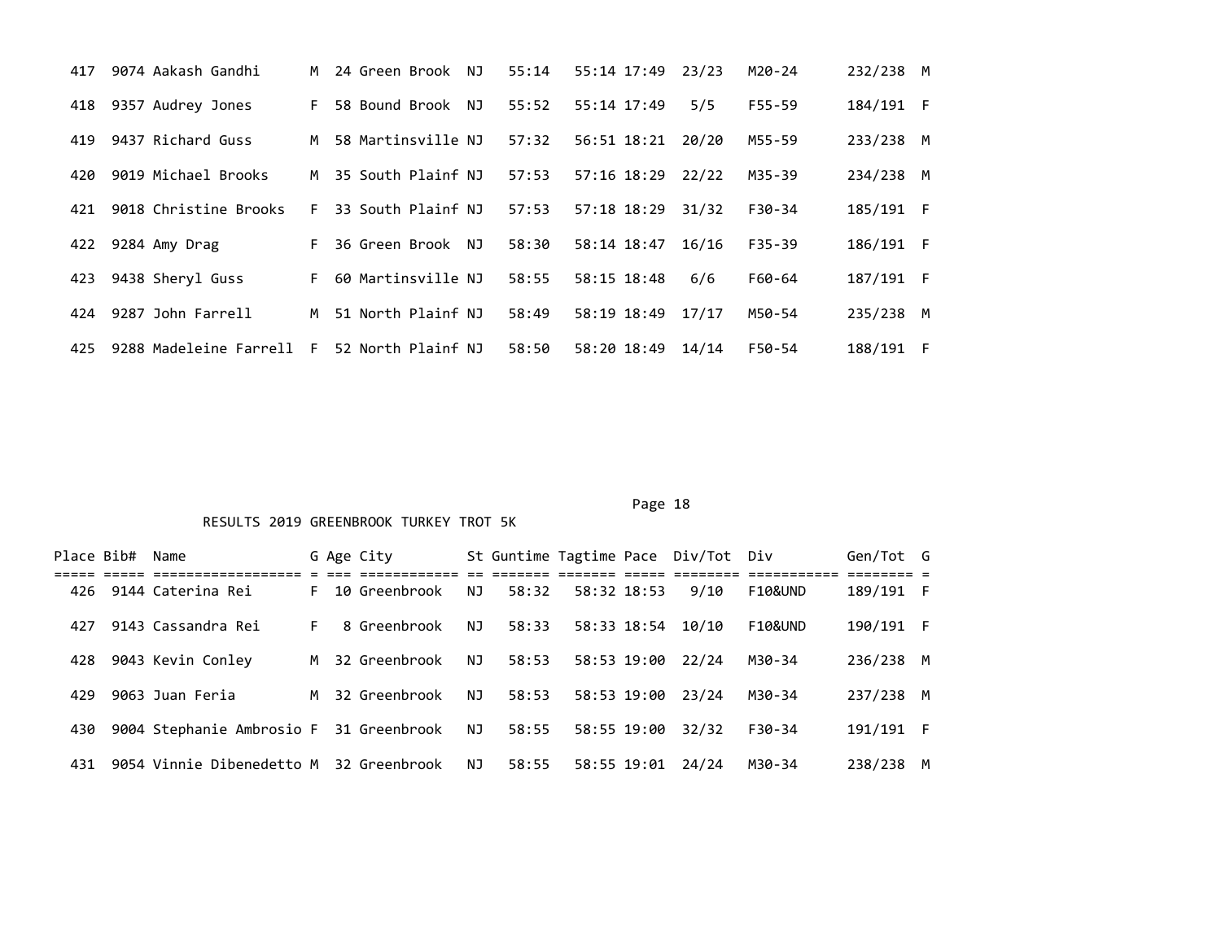| Place | Bib# | Name | G | Age | City | St | Guntime | Tagtime | Pace | Div/Tot | Div | Gen/Tot | G |
|---|---|---|---|---|---|---|---|---|---|---|---|---|---|
| 417 | 9074 | Aakash Gandhi | M | 24 | Green Brook | NJ | 55:14 | 55:14 | 17:49 | 23/23 | M20-24 | 232/238 | M |
| 418 | 9357 | Audrey Jones | F | 58 | Bound Brook | NJ | 55:52 | 55:14 | 17:49 | 5/5 | F55-59 | 184/191 | F |
| 419 | 9437 | Richard Guss | M | 58 | Martinsville | NJ | 57:32 | 56:51 | 18:21 | 20/20 | M55-59 | 233/238 | M |
| 420 | 9019 | Michael Brooks | M | 35 | South Plainf | NJ | 57:53 | 57:16 | 18:29 | 22/22 | M35-39 | 234/238 | M |
| 421 | 9018 | Christine Brooks | F | 33 | South Plainf | NJ | 57:53 | 57:18 | 18:29 | 31/32 | F30-34 | 185/191 | F |
| 422 | 9284 | Amy Drag | F | 36 | Green Brook | NJ | 58:30 | 58:14 | 18:47 | 16/16 | F35-39 | 186/191 | F |
| 423 | 9438 | Sheryl Guss | F | 60 | Martinsville | NJ | 58:55 | 58:15 | 18:48 | 6/6 | F60-64 | 187/191 | F |
| 424 | 9287 | John Farrell | M | 51 | North Plainf | NJ | 58:49 | 58:19 | 18:49 | 17/17 | M50-54 | 235/238 | M |
| 425 | 9288 | Madeleine Farrell | F | 52 | North Plainf | NJ | 58:50 | 58:20 | 18:49 | 14/14 | F50-54 | 188/191 | F |

RESULTS 2019 GREENBROOK TURKEY TROT 5K

| Place | Bib# | Name | G | Age | City | St | Guntime | Tagtime | Pace | Div/Tot | Div | Gen/Tot | G |
|---|---|---|---|---|---|---|---|---|---|---|---|---|---|
| 426 | 9144 | Caterina Rei | F | 10 | Greenbrook | NJ | 58:32 | 58:32 | 18:53 | 9/10 | F10&UND | 189/191 | F |
| 427 | 9143 | Cassandra Rei | F | 8 | Greenbrook | NJ | 58:33 | 58:33 | 18:54 | 10/10 | F10&UND | 190/191 | F |
| 428 | 9043 | Kevin Conley | M | 32 | Greenbrook | NJ | 58:53 | 58:53 | 19:00 | 22/24 | M30-34 | 236/238 | M |
| 429 | 9063 | Juan Feria | M | 32 | Greenbrook | NJ | 58:53 | 58:53 | 19:00 | 23/24 | M30-34 | 237/238 | M |
| 430 | 9004 | Stephanie Ambrosio | F | 31 | Greenbrook | NJ | 58:55 | 58:55 | 19:00 | 32/32 | F30-34 | 191/191 | F |
| 431 | 9054 | Vinnie Dibenedetto | M | 32 | Greenbrook | NJ | 58:55 | 58:55 | 19:01 | 24/24 | M30-34 | 238/238 | M |